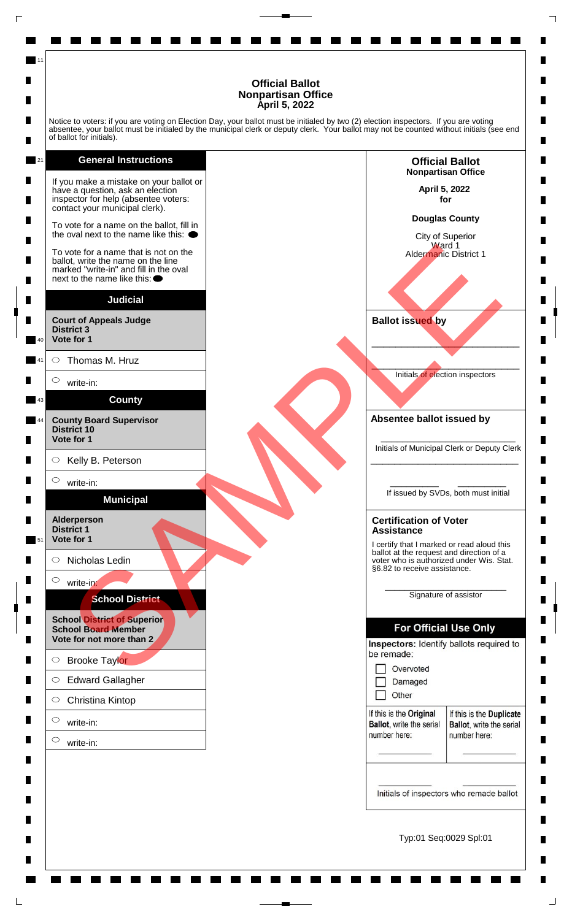# Official Ballot
## Nonpartisan Office
### April 5, 2022

Notice to voters: if you are voting on Election Day, your ballot must be initialed by two (2) election inspectors. If you are voting absentee, your ballot must be initialed by the municipal clerk or deputy clerk. Your ballot may not be counted without initials (see end of ballot for initials).

## General Instructions

If you make a mistake on your ballot or have a question, ask an election inspector for help (absentee voters: contact your municipal clerk).

To vote for a name on the ballot, fill in the oval next to the name like this: ⬬

To vote for a name that is not on the ballot, write the name on the line marked "write-in" and fill in the oval next to the name like this: ⬬

## Judicial

**Court of Appeals Judge**
**District 3**
**Vote for 1**

- ○ Thomas M. Hruz
- ○ write-in:

## County

**County Board Supervisor**
**District 10**
**Vote for 1**

- ○ Kelly B. Peterson
- ○ write-in:

## Municipal

**Alderperson**
**District 1**
**Vote for 1**

- ○ Nicholas Ledin
- ○ write-in:

## School District

**School District of Superior**
**School Board Member**
**Vote for not more than 2**

- ○ Brooke Taylor
- ○ Edward Gallagher
- ○ Christina Kintop
- ○ write-in:
- ○ write-in:

---

**Official Ballot**
**Nonpartisan Office**

**April 5, 2022**
**for**

**Douglas County**

City of Superior
Ward 1
Aldermanic District 1

**Ballot issued by**

______________________________

______________________________
Initials of election inspectors

**Absentee ballot issued by**

______________________________
Initials of Municipal Clerk or Deputy Clerk

______________________________

__________ __________
If issued by SVDs, both must initial

**Certification of Voter Assistance**

I certify that I marked or read aloud this ballot at the request and direction of a voter who is authorized under Wis. Stat. §6.82 to receive assistance.

______________________________
Signature of assistor

**For Official Use Only**

**Inspectors:** Identify ballots required to be remade:

- ☐ Overvoted
- ☐ Damaged
- ☐ Other

| If this is the **Original Ballot**, write the serial number here: | If this is the **Duplicate Ballot**, write the serial number here: |
| --- | --- |
| __________ | __________ |

__________ __________
Initials of inspectors who remade ballot

Typ:01 Seq:0029 Spl:01

SAMPLE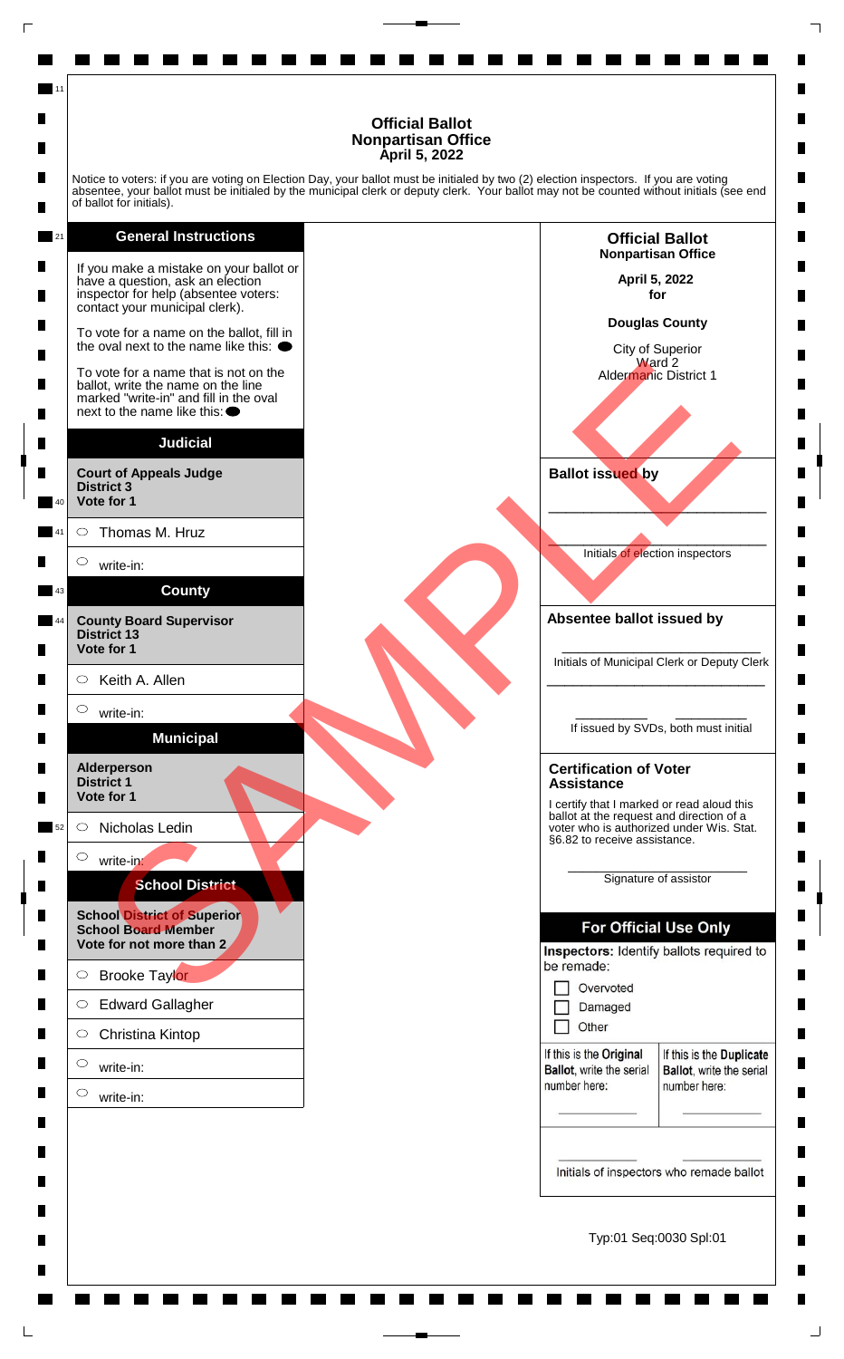# Official Ballot
## Nonpartisan Office
### April 5, 2022

Notice to voters: if you are voting on Election Day, your ballot must be initialed by two (2) election inspectors. If you are voting absentee, your ballot must be initialed by the municipal clerk or deputy clerk. Your ballot may not be counted without initials (see end of ballot for initials).

## General Instructions

If you make a mistake on your ballot or have a question, ask an election inspector for help (absentee voters: contact your municipal clerk).

To vote for a name on the ballot, fill in the oval next to the name like this: ⬬

To vote for a name that is not on the ballot, write the name on the line marked "write-in" and fill in the oval next to the name like this: ⬬

## Judicial

**Court of Appeals Judge**
**District 3**
**Vote for 1**

- ○ Thomas M. Hruz
- ○ write-in:

## County

**County Board Supervisor**
**District 13**
**Vote for 1**

- ○ Keith A. Allen
- ○ write-in:

## Municipal

**Alderperson**
**District 1**
**Vote for 1**

- ○ Nicholas Ledin
- ○ write-in:

## School District

**School District of Superior**
**School Board Member**
**Vote for not more than 2**

- ○ Brooke Taylor
- ○ Edward Gallagher
- ○ Christina Kintop
- ○ write-in:
- ○ write-in:

---

**Official Ballot**
**Nonpartisan Office**

**April 5, 2022**
**for**

**Douglas County**

City of Superior
Ward 2
Aldermanic District 1

**Ballot issued by**

\_\_\_\_\_\_\_\_\_\_\_\_\_\_\_\_\_\_\_\_\_\_\_\_\_\_\_\_\_\_

\_\_\_\_\_\_\_\_\_\_\_\_\_\_\_\_\_\_\_\_\_\_\_\_\_\_\_\_\_\_
Initials of election inspectors

**Absentee ballot issued by**

\_\_\_\_\_\_\_\_\_\_\_\_\_\_\_\_\_\_\_\_\_\_\_\_\_\_\_\_\_\_
Initials of Municipal Clerk or Deputy Clerk

\_\_\_\_\_\_\_\_\_\_\_\_\_\_\_\_\_\_\_\_\_\_\_\_\_\_\_\_\_\_

\_\_\_\_\_\_\_\_\_\_ \_\_\_\_\_\_\_\_\_\_
If issued by SVDs, both must initial

**Certification of Voter Assistance**

I certify that I marked or read aloud this ballot at the request and direction of a voter who is authorized under Wis. Stat. §6.82 to receive assistance.

\_\_\_\_\_\_\_\_\_\_\_\_\_\_\_\_\_\_\_\_\_\_\_\_\_\_\_\_\_\_
Signature of assistor

## For Official Use Only

**Inspectors:** Identify ballots required to be remade:

- ☐ Overvoted
- ☐ Damaged
- ☐ Other

| If this is the **Original Ballot**, write the serial number here: | If this is the **Duplicate Ballot**, write the serial number here: |
| --- | --- |
| \_\_\_\_\_\_\_\_\_\_ | \_\_\_\_\_\_\_\_\_\_ |

\_\_\_\_\_\_\_\_\_\_ \_\_\_\_\_\_\_\_\_\_
Initials of inspectors who remade ballot

Typ:01 Seq:0030 Spl:01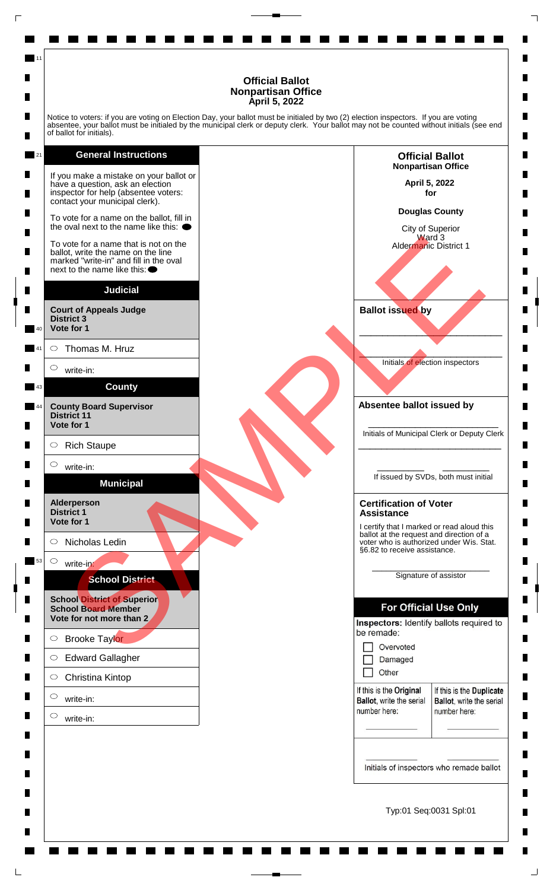# Official Ballot
## Nonpartisan Office
## April 5, 2022

Notice to voters: if you are voting on Election Day, your ballot must be initialed by two (2) election inspectors. If you are voting absentee, your ballot must be initialed by the municipal clerk or deputy clerk. Your ballot may not be counted without initials (see end of ballot for initials).

### General Instructions

If you make a mistake on your ballot or have a question, ask an election inspector for help (absentee voters: contact your municipal clerk).

To vote for a name on the ballot, fill in the oval next to the name like this: ⬬

To vote for a name that is not on the ballot, write the name on the line marked "write-in" and fill in the oval next to the name like this: ⬬

### Judicial

**Court of Appeals Judge**
**District 3**
**Vote for 1**

- ○ Thomas M. Hruz
- ○ write-in:

### County

**County Board Supervisor**
**District 11**
**Vote for 1**

- ○ Rich Staupe
- ○ write-in:

### Municipal

**Alderperson**
**District 1**
**Vote for 1**

- ○ Nicholas Ledin
- ○ write-in:

### School District

**School District of Superior**
**School Board Member**
**Vote for not more than 2**

- ○ Brooke Taylor
- ○ Edward Gallagher
- ○ Christina Kintop
- ○ write-in:
- ○ write-in:

SAMPLE

---

**Official Ballot**
**Nonpartisan Office**

**April 5, 2022**
**for**

**Douglas County**

City of Superior
Ward 3
Aldermanic District 1

**Ballot issued by**

\_\_\_\_\_\_\_\_\_\_\_\_\_\_\_\_\_\_\_\_\_\_\_\_\_\_\_\_\_\_

\_\_\_\_\_\_\_\_\_\_\_\_\_\_\_\_\_\_\_\_\_\_\_\_\_\_\_\_\_\_
Initials of election inspectors

**Absentee ballot issued by**

\_\_\_\_\_\_\_\_\_\_\_\_\_\_\_\_\_\_\_\_\_\_\_\_\_\_\_\_\_\_
Initials of Municipal Clerk or Deputy Clerk

\_\_\_\_\_\_\_\_\_\_\_\_\_\_\_\_\_\_\_\_\_\_\_\_\_\_\_\_\_\_

\_\_\_\_\_\_\_\_\_\_ \_\_\_\_\_\_\_\_\_\_
If issued by SVDs, both must initial

**Certification of Voter Assistance**

I certify that I marked or read aloud this ballot at the request and direction of a voter who is authorized under Wis. Stat. §6.82 to receive assistance.

\_\_\_\_\_\_\_\_\_\_\_\_\_\_\_\_\_\_\_\_\_\_\_\_\_\_\_\_\_\_
Signature of assistor

**For Official Use Only**

**Inspectors:** Identify ballots required to be remade:

- ☐ Overvoted
- ☐ Damaged
- ☐ Other

| If this is the **Original Ballot**, write the serial number here: | If this is the **Duplicate Ballot**, write the serial number here: |
|---|---|
| \_\_\_\_\_\_\_\_\_\_ | \_\_\_\_\_\_\_\_\_\_ |

\_\_\_\_\_\_\_\_\_\_ \_\_\_\_\_\_\_\_\_\_
Initials of inspectors who remade ballot

Typ:01 Seq:0031 Spl:01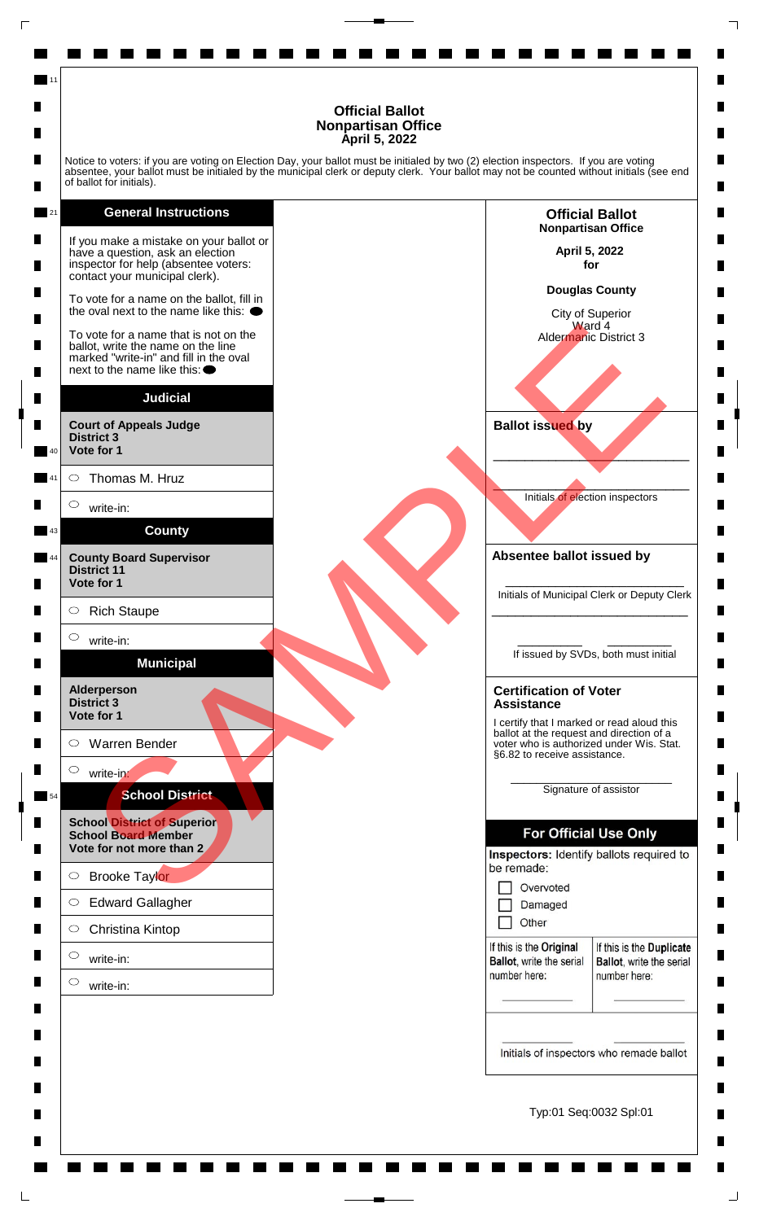# Official Ballot
## Nonpartisan Office
### April 5, 2022

Notice to voters: if you are voting on Election Day, your ballot must be initialed by two (2) election inspectors. If you are voting absentee, your ballot must be initialed by the municipal clerk or deputy clerk. Your ballot may not be counted without initials (see end of ballot for initials).

## General Instructions

If you make a mistake on your ballot or have a question, ask an election inspector for help (absentee voters: contact your municipal clerk).

To vote for a name on the ballot, fill in the oval next to the name like this: ⬬

To vote for a name that is not on the ballot, write the name on the line marked "write-in" and fill in the oval next to the name like this: ⬬

## Judicial

**Court of Appeals Judge**
**District 3**
**Vote for 1**

- ◯ Thomas M. Hruz
- ◯ write-in:

## County

**County Board Supervisor**
**District 11**
**Vote for 1**

- ◯ Rich Staupe
- ◯ write-in:

## Municipal

**Alderperson**
**District 3**
**Vote for 1**

- ◯ Warren Bender
- ◯ write-in:

## School District

**School District of Superior**
**School Board Member**
**Vote for not more than 2**

- ◯ Brooke Taylor
- ◯ Edward Gallagher
- ◯ Christina Kintop
- ◯ write-in:
- ◯ write-in:

SAMPLE

---

**Official Ballot**
**Nonpartisan Office**

**April 5, 2022**
**for**

**Douglas County**

City of Superior
Ward 4
Aldermanic District 3

**Ballot issued by**

\_\_\_\_\_\_\_\_\_\_\_\_\_\_\_\_\_\_\_\_\_\_\_\_

\_\_\_\_\_\_\_\_\_\_\_\_\_\_\_\_\_\_\_\_\_\_\_\_
Initials of election inspectors

**Absentee ballot issued by**

\_\_\_\_\_\_\_\_\_\_\_\_\_\_\_\_\_\_\_\_\_\_\_\_
Initials of Municipal Clerk or Deputy Clerk

\_\_\_\_\_\_\_\_\_\_\_\_\_\_\_\_\_\_\_\_\_\_\_\_

\_\_\_\_\_\_\_\_\_\_ \_\_\_\_\_\_\_\_\_\_
If issued by SVDs, both must initial

**Certification of Voter Assistance**

I certify that I marked or read aloud this ballot at the request and direction of a voter who is authorized under Wis. Stat. §6.82 to receive assistance.

\_\_\_\_\_\_\_\_\_\_\_\_\_\_\_\_\_\_\_\_\_\_\_\_
Signature of assistor

**For Official Use Only**

**Inspectors:** Identify ballots required to be remade:

- ☐ Overvoted
- ☐ Damaged
- ☐ Other

| If this is the **Original Ballot**, write the serial number here: | If this is the **Duplicate Ballot**, write the serial number here: |
|---|---|
| \_\_\_\_\_\_\_\_\_\_ | \_\_\_\_\_\_\_\_\_\_ |

\_\_\_\_\_\_\_\_\_\_ \_\_\_\_\_\_\_\_\_\_
Initials of inspectors who remade ballot

Typ:01 Seq:0032 Spl:01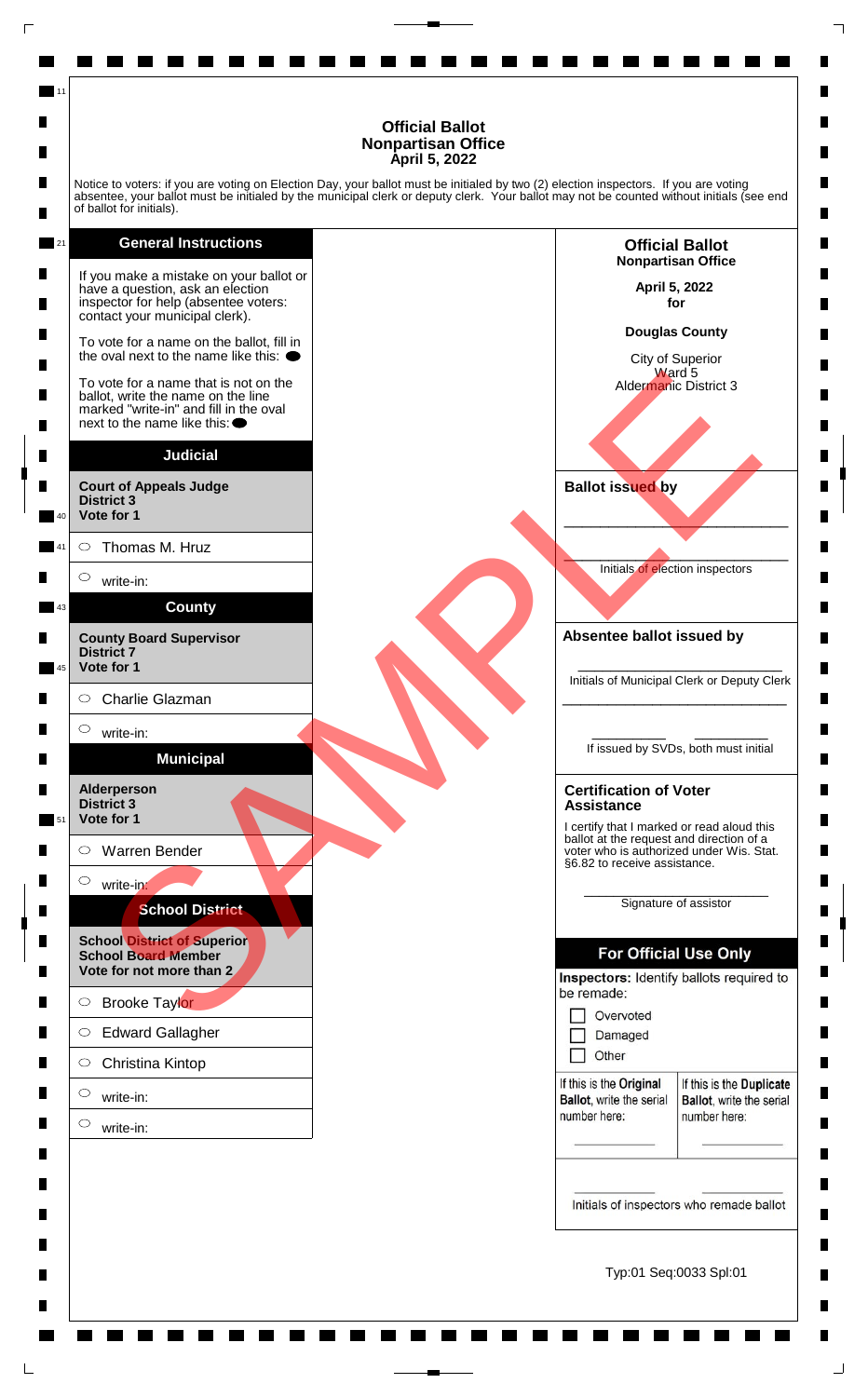# Official Ballot
## Nonpartisan Office
### April 5, 2022

Notice to voters: if you are voting on Election Day, your ballot must be initialed by two (2) election inspectors. If you are voting absentee, your ballot must be initialed by the municipal clerk or deputy clerk. Your ballot may not be counted without initials (see end of ballot for initials).

## General Instructions

If you make a mistake on your ballot or have a question, ask an election inspector for help (absentee voters: contact your municipal clerk).

To vote for a name on the ballot, fill in the oval next to the name like this: ⬬

To vote for a name that is not on the ballot, write the name on the line marked "write-in" and fill in the oval next to the name like this: ⬬

## Judicial

**Court of Appeals Judge**
**District 3**
**Vote for 1**

- ○ Thomas M. Hruz
- ○ write-in:

## County

**County Board Supervisor**
**District 7**
**Vote for 1**

- ○ Charlie Glazman
- ○ write-in:

## Municipal

**Alderperson**
**District 3**
**Vote for 1**

- ○ Warren Bender
- ○ write-in:

## School District

**School District of Superior**
**School Board Member**
**Vote for not more than 2**

- ○ Brooke Taylor
- ○ Edward Gallagher
- ○ Christina Kintop
- ○ write-in:
- ○ write-in:

---

**Official Ballot**
**Nonpartisan Office**

**April 5, 2022**
**for**

**Douglas County**

City of Superior
Ward 5
Aldermanic District 3

**Ballot issued by**

\_\_\_\_\_\_\_\_\_\_\_\_\_\_\_\_\_\_\_\_\_\_\_\_\_\_\_\_

\_\_\_\_\_\_\_\_\_\_\_\_\_\_\_\_\_\_\_\_\_\_\_\_\_\_\_\_
Initials of election inspectors

**Absentee ballot issued by**

\_\_\_\_\_\_\_\_\_\_\_\_\_\_\_\_\_\_\_\_\_\_\_\_\_\_\_\_
Initials of Municipal Clerk or Deputy Clerk

\_\_\_\_\_\_\_\_\_\_ \_\_\_\_\_\_\_\_\_\_
If issued by SVDs, both must initial

**Certification of Voter Assistance**

I certify that I marked or read aloud this ballot at the request and direction of a voter who is authorized under Wis. Stat. §6.82 to receive assistance.

\_\_\_\_\_\_\_\_\_\_\_\_\_\_\_\_\_\_\_\_\_\_\_\_\_\_\_\_
Signature of assistor

## For Official Use Only

**Inspectors:** Identify ballots required to be remade:

- ☐ Overvoted
- ☐ Damaged
- ☐ Other

| If this is the **Original Ballot**, write the serial number here: | If this is the **Duplicate Ballot**, write the serial number here: |
|---|---|
| \_\_\_\_\_\_\_\_\_\_ | \_\_\_\_\_\_\_\_\_\_ |

\_\_\_\_\_\_\_\_\_\_ \_\_\_\_\_\_\_\_\_\_
Initials of inspectors who remade ballot

Typ:01 Seq:0033 Spl:01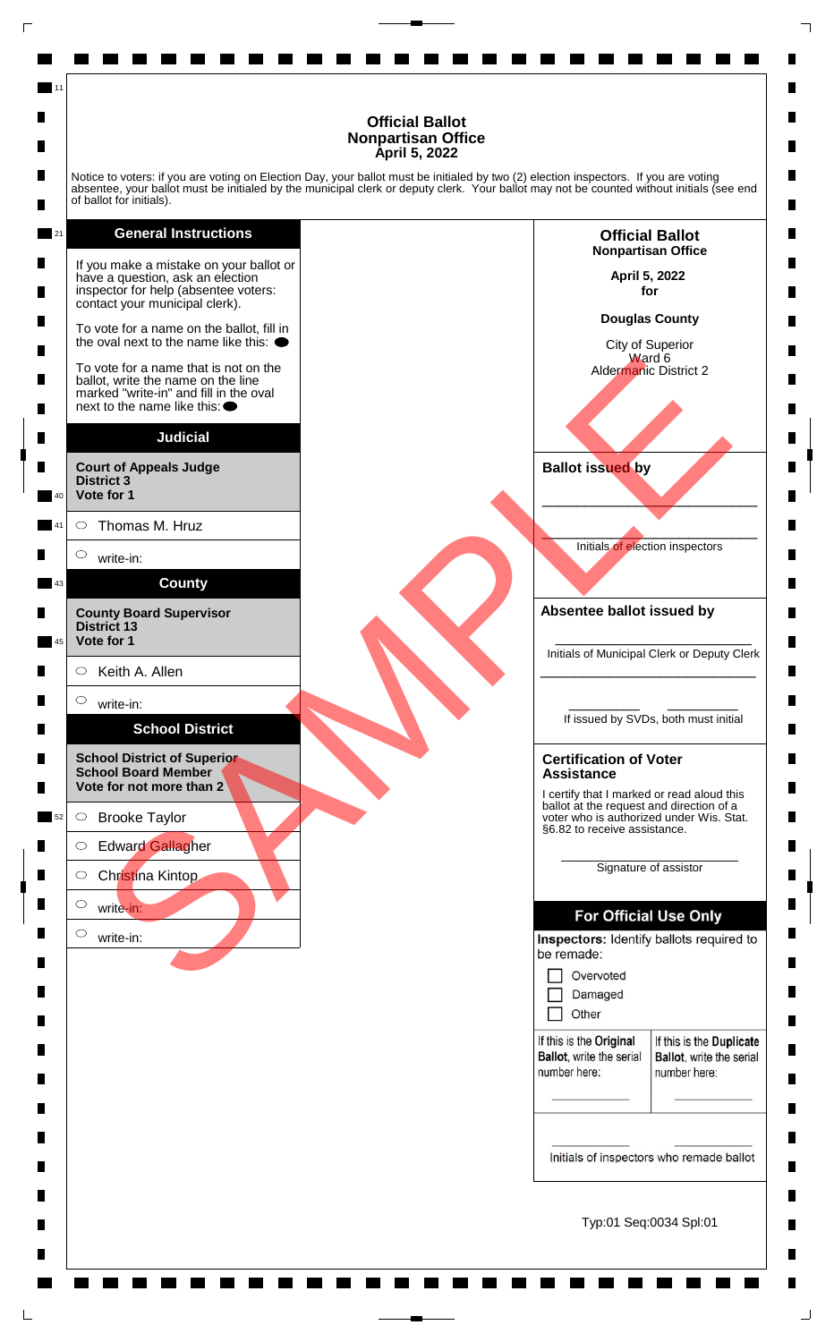# Official Ballot
## Nonpartisan Office
### April 5, 2022

Notice to voters: if you are voting on Election Day, your ballot must be initialed by two (2) election inspectors. If you are voting absentee, your ballot must be initialed by the municipal clerk or deputy clerk. Your ballot may not be counted without initials (see end of ballot for initials).

## General Instructions

If you make a mistake on your ballot or have a question, ask an election inspector for help (absentee voters: contact your municipal clerk).

To vote for a name on the ballot, fill in the oval next to the name like this: ⬬

To vote for a name that is not on the ballot, write the name on the line marked "write-in" and fill in the oval next to the name like this: ⬬

## Judicial

**Court of Appeals Judge**
**District 3**
**Vote for 1**

- ○ Thomas M. Hruz
- ○ write-in:

## County

**County Board Supervisor**
**District 13**
**Vote for 1**

- ○ Keith A. Allen
- ○ write-in:

## School District

**School District of Superior**
**School Board Member**
**Vote for not more than 2**

- ○ Brooke Taylor
- ○ Edward Gallagher
- ○ Christina Kintop
- ○ write-in:
- ○ write-in:

SAMPLE

**Official Ballot**
**Nonpartisan Office**

**April 5, 2022**
**for**

**Douglas County**

City of Superior
Ward 6
Aldermanic District 2

**Ballot issued by**

______________________________

______________________________
Initials of election inspectors

**Absentee ballot issued by**

______________________________
Initials of Municipal Clerk or Deputy Clerk

______________________________

__________ __________
If issued by SVDs, both must initial

**Certification of Voter Assistance**

I certify that I marked or read aloud this ballot at the request and direction of a voter who is authorized under Wis. Stat. §6.82 to receive assistance.

______________________________
Signature of assistor

## For Official Use Only

**Inspectors:** Identify ballots required to be remade:

- ☐ Overvoted
- ☐ Damaged
- ☐ Other

| If this is the **Original Ballot**, write the serial number here: | If this is the **Duplicate Ballot**, write the serial number here: |
|---|---|
| __________ | __________ |

__________ __________
Initials of inspectors who remade ballot

Typ:01 Seq:0034 Spl:01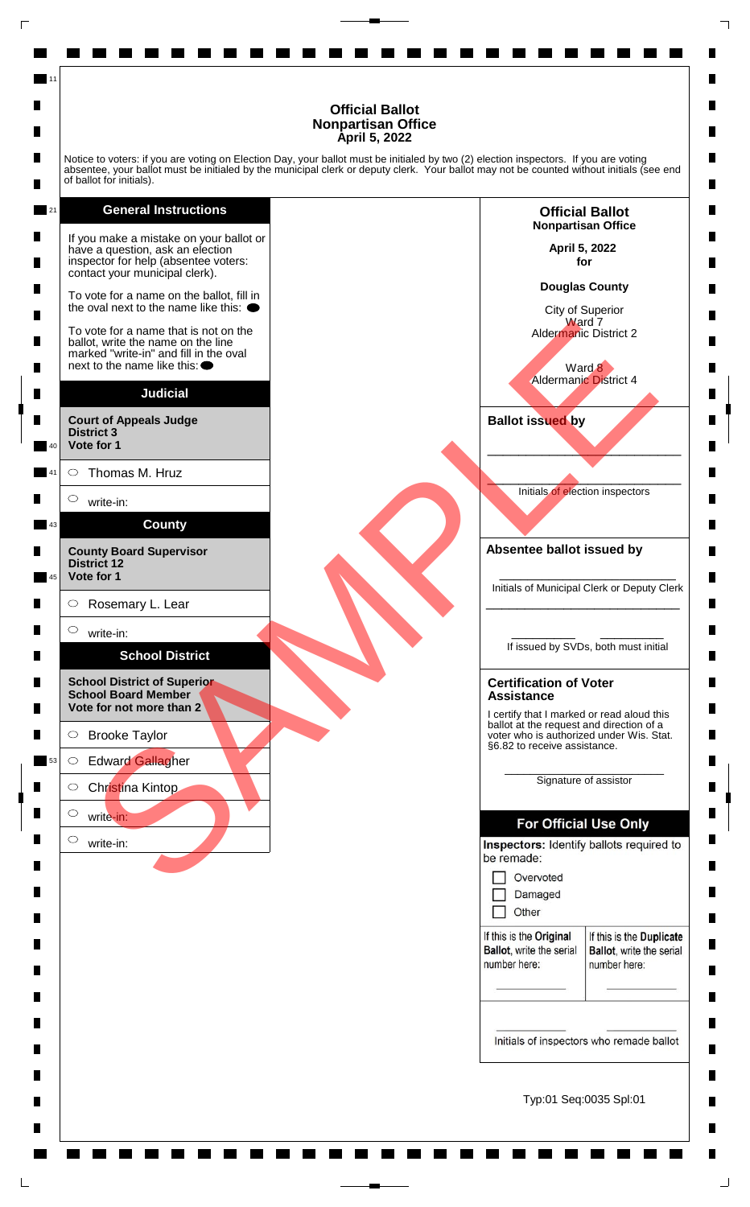# Official Ballot
## Nonpartisan Office
### April 5, 2022

Notice to voters: if you are voting on Election Day, your ballot must be initialed by two (2) election inspectors. If you are voting absentee, your ballot must be initialed by the municipal clerk or deputy clerk. Your ballot may not be counted without initials (see end of ballot for initials).

## General Instructions

If you make a mistake on your ballot or have a question, ask an election inspector for help (absentee voters: contact your municipal clerk).

To vote for a name on the ballot, fill in the oval next to the name like this: ⬬

To vote for a name that is not on the ballot, write the name on the line marked "write-in" and fill in the oval next to the name like this: ⬬

## Judicial

**Court of Appeals Judge**
**District 3**
**Vote for 1**

- ○ Thomas M. Hruz
- ○ write-in:

## County

**County Board Supervisor**
**District 12**
**Vote for 1**

- ○ Rosemary L. Lear
- ○ write-in:

## School District

**School District of Superior**
**School Board Member**
**Vote for not more than 2**

- ○ Brooke Taylor
- ○ Edward Gallagher
- ○ Christina Kintop
- ○ write-in:
- ○ write-in:

---

**Official Ballot**
**Nonpartisan Office**

**April 5, 2022**
**for**

**Douglas County**

City of Superior
Ward 7
Aldermanic District 2

Ward 8
Aldermanic District 4

SAMPLE

**Ballot issued by**

\_\_\_\_\_\_\_\_\_\_\_\_\_\_\_\_\_\_\_\_\_\_\_\_\_\_\_\_

\_\_\_\_\_\_\_\_\_\_\_\_\_\_\_\_\_\_\_\_\_\_\_\_\_\_\_\_
Initials of election inspectors

**Absentee ballot issued by**

\_\_\_\_\_\_\_\_\_\_\_\_\_\_\_\_\_\_\_\_\_\_\_\_\_\_\_\_
Initials of Municipal Clerk or Deputy Clerk

\_\_\_\_\_\_\_\_\_\_\_\_\_\_\_\_\_\_\_\_\_\_\_\_\_\_\_\_

\_\_\_\_\_\_\_\_\_\_ \_\_\_\_\_\_\_\_\_\_
If issued by SVDs, both must initial

**Certification of Voter Assistance**

I certify that I marked or read aloud this ballot at the request and direction of a voter who is authorized under Wis. Stat. §6.82 to receive assistance.

\_\_\_\_\_\_\_\_\_\_\_\_\_\_\_\_\_\_\_\_\_\_\_\_\_\_\_\_
Signature of assistor

**For Official Use Only**

**Inspectors:** Identify ballots required to be remade:

- ☐ Overvoted
- ☐ Damaged
- ☐ Other

| If this is the **Original Ballot**, write the serial number here: | If this is the **Duplicate Ballot**, write the serial number here: |
|---|---|
| \_\_\_\_\_\_\_\_\_\_ | \_\_\_\_\_\_\_\_\_\_ |

\_\_\_\_\_\_\_\_\_\_ \_\_\_\_\_\_\_\_\_\_
Initials of inspectors who remade ballot

Typ:01 Seq:0035 Spl:01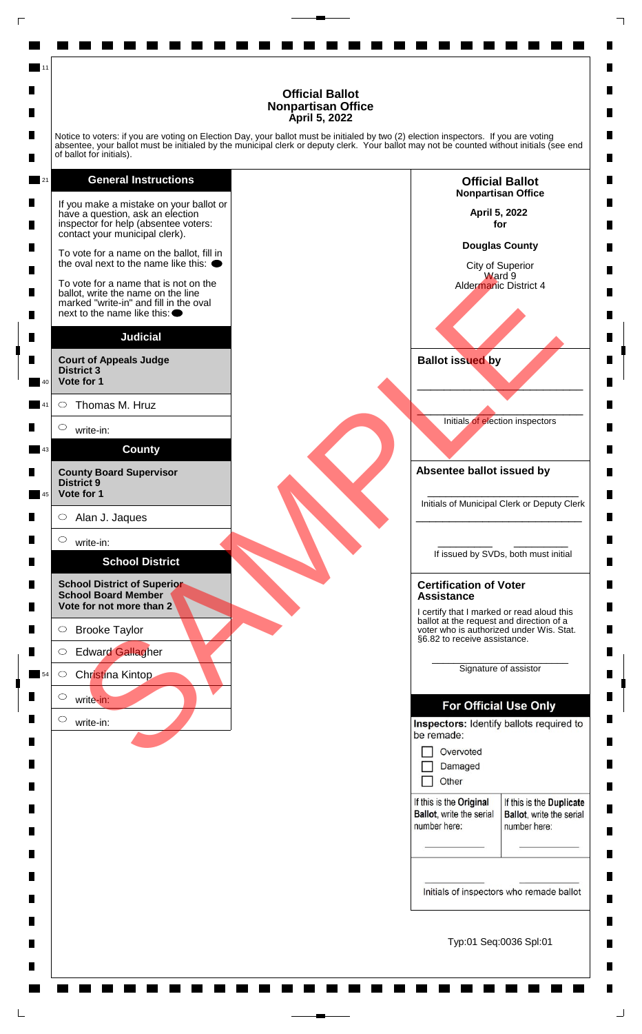# Official Ballot
## Nonpartisan Office
## April 5, 2022

Notice to voters: if you are voting on Election Day, your ballot must be initialed by two (2) election inspectors. If you are voting absentee, your ballot must be initialed by the municipal clerk or deputy clerk. Your ballot may not be counted without initials (see end of ballot for initials).

### General Instructions

If you make a mistake on your ballot or have a question, ask an election inspector for help (absentee voters: contact your municipal clerk).

To vote for a name on the ballot, fill in the oval next to the name like this: ⬬

To vote for a name that is not on the ballot, write the name on the line marked "write-in" and fill in the oval next to the name like this: ⬬

### Judicial

**Court of Appeals Judge**
**District 3**
**Vote for 1**

- ○ Thomas M. Hruz
- ○ write-in:

### County

**County Board Supervisor**
**District 9**
**Vote for 1**

- ○ Alan J. Jaques
- ○ write-in:

### School District

**School District of Superior**
**School Board Member**
**Vote for not more than 2**

- ○ Brooke Taylor
- ○ Edward Gallagher
- ○ Christina Kintop
- ○ write-in:
- ○ write-in:

SAMPLE

**Official Ballot**
**Nonpartisan Office**

**April 5, 2022**
**for**

**Douglas County**

City of Superior
Ward 9
Aldermanic District 4

**Ballot issued by**

\_\_\_\_\_\_\_\_\_\_\_\_\_\_\_\_\_\_\_\_\_\_\_\_\_\_\_\_\_\_

\_\_\_\_\_\_\_\_\_\_\_\_\_\_\_\_\_\_\_\_\_\_\_\_\_\_\_\_\_\_
Initials of election inspectors

**Absentee ballot issued by**

\_\_\_\_\_\_\_\_\_\_\_\_\_\_\_\_\_\_\_\_\_\_\_\_\_\_\_\_\_\_
Initials of Municipal Clerk or Deputy Clerk

\_\_\_\_\_\_\_\_\_\_\_\_\_\_\_\_\_\_\_\_\_\_\_\_\_\_\_\_\_\_

\_\_\_\_\_\_\_\_\_\_ \_\_\_\_\_\_\_\_\_\_
If issued by SVDs, both must initial

**Certification of Voter Assistance**

I certify that I marked or read aloud this ballot at the request and direction of a voter who is authorized under Wis. Stat. §6.82 to receive assistance.

\_\_\_\_\_\_\_\_\_\_\_\_\_\_\_\_\_\_\_\_\_\_\_\_\_\_\_\_\_\_
Signature of assistor

**For Official Use Only**

**Inspectors:** Identify ballots required to be remade:

- ☐ Overvoted
- ☐ Damaged
- ☐ Other

| If this is the **Original Ballot**, write the serial number here: | If this is the **Duplicate Ballot**, write the serial number here: |
|---|---|
| \_\_\_\_\_\_\_\_\_\_ | \_\_\_\_\_\_\_\_\_\_ |

\_\_\_\_\_\_\_\_\_\_ \_\_\_\_\_\_\_\_\_\_
Initials of inspectors who remade ballot

Typ:01 Seq:0036 Spl:01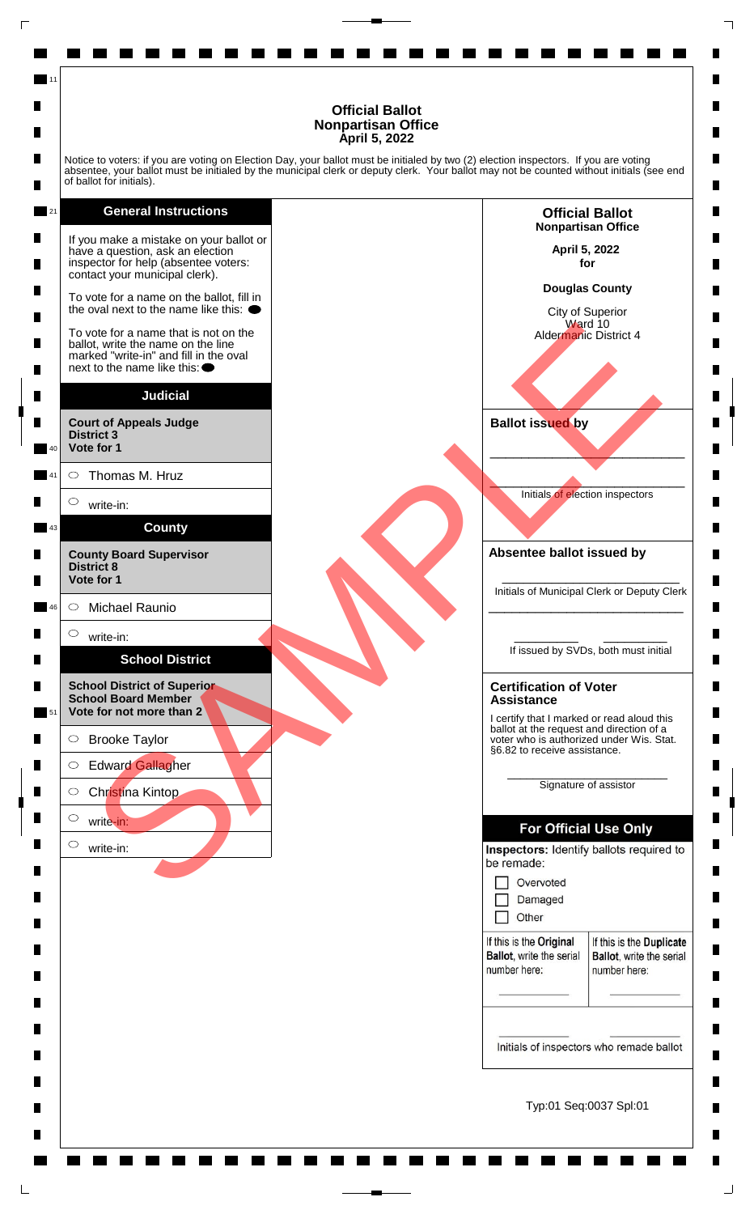# Official Ballot
## Nonpartisan Office
### April 5, 2022

Notice to voters: if you are voting on Election Day, your ballot must be initialed by two (2) election inspectors. If you are voting absentee, your ballot must be initialed by the municipal clerk or deputy clerk. Your ballot may not be counted without initials (see end of ballot for initials).

## General Instructions

If you make a mistake on your ballot or have a question, ask an election inspector for help (absentee voters: contact your municipal clerk).

To vote for a name on the ballot, fill in the oval next to the name like this: ⬬

To vote for a name that is not on the ballot, write the name on the line marked "write-in" and fill in the oval next to the name like this: ⬬

## Judicial

**Court of Appeals Judge**
**District 3**
**Vote for 1**

- ○ Thomas M. Hruz
- ○ write-in:

## County

**County Board Supervisor**
**District 8**
**Vote for 1**

- ○ Michael Raunio
- ○ write-in:

## School District

**School District of Superior**
**School Board Member**
**Vote for not more than 2**

- ○ Brooke Taylor
- ○ Edward Gallagher
- ○ Christina Kintop
- ○ write-in:
- ○ write-in:

SAMPLE

**Official Ballot**
**Nonpartisan Office**

**April 5, 2022**
**for**

**Douglas County**

City of Superior
Ward 10
Aldermanic District 4

**Ballot issued by**

______________________________

______________________________
Initials of election inspectors

**Absentee ballot issued by**

______________________________
Initials of Municipal Clerk or Deputy Clerk

______________________________

__________ __________
If issued by SVDs, both must initial

**Certification of Voter Assistance**

I certify that I marked or read aloud this ballot at the request and direction of a voter who is authorized under Wis. Stat. §6.82 to receive assistance.

______________________________
Signature of assistor

**For Official Use Only**

**Inspectors:** Identify ballots required to be remade:

- ☐ Overvoted
- ☐ Damaged
- ☐ Other

| If this is the **Original Ballot**, write the serial number here: | If this is the **Duplicate Ballot**, write the serial number here: |
| --- | --- |
| __________ | __________ |

__________ __________
Initials of inspectors who remade ballot

Typ:01 Seq:0037 Spl:01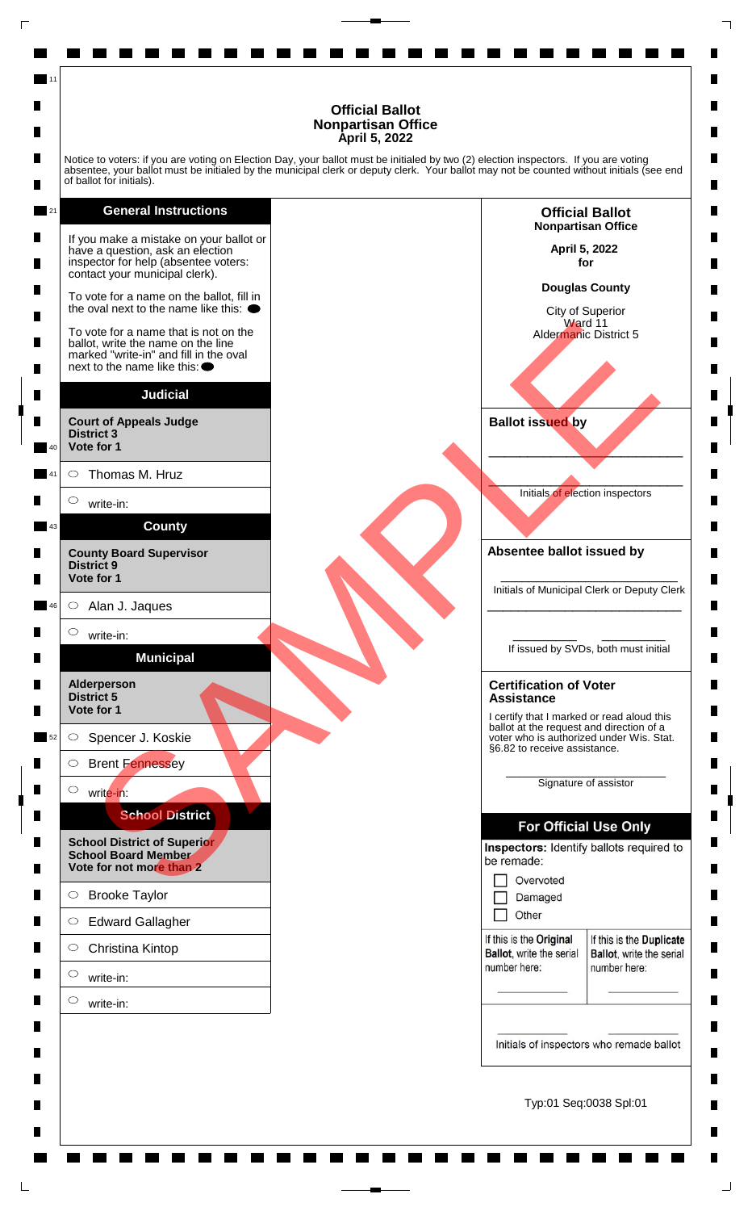# Official Ballot
## Nonpartisan Office
### April 5, 2022

Notice to voters: if you are voting on Election Day, your ballot must be initialed by two (2) election inspectors. If you are voting absentee, your ballot must be initialed by the municipal clerk or deputy clerk. Your ballot may not be counted without initials (see end of ballot for initials).

## General Instructions

If you make a mistake on your ballot or have a question, ask an election inspector for help (absentee voters: contact your municipal clerk).

To vote for a name on the ballot, fill in the oval next to the name like this: ⬬

To vote for a name that is not on the ballot, write the name on the line marked "write-in" and fill in the oval next to the name like this: ⬬

## Judicial

**Court of Appeals Judge**
**District 3**
**Vote for 1**

- ○ Thomas M. Hruz
- ○ write-in:

## County

**County Board Supervisor**
**District 9**
**Vote for 1**

- ○ Alan J. Jaques
- ○ write-in:

## Municipal

**Alderperson**
**District 5**
**Vote for 1**

- ○ Spencer J. Koskie
- ○ Brent Fennessey
- ○ write-in:

## School District

**School District of Superior**
**School Board Member**
**Vote for not more than 2**

- ○ Brooke Taylor
- ○ Edward Gallagher
- ○ Christina Kintop
- ○ write-in:
- ○ write-in:

SAMPLE

**Official Ballot**
**Nonpartisan Office**

**April 5, 2022**
**for**

**Douglas County**

City of Superior
Ward 11
Aldermanic District 5

**Ballot issued by**

\_\_\_\_\_\_\_\_\_\_\_\_\_\_\_\_\_\_\_\_\_\_\_\_\_\_\_\_

\_\_\_\_\_\_\_\_\_\_\_\_\_\_\_\_\_\_\_\_\_\_\_\_\_\_\_\_
Initials of election inspectors

**Absentee ballot issued by**

\_\_\_\_\_\_\_\_\_\_\_\_\_\_\_\_\_\_\_\_\_\_\_\_\_\_\_\_
Initials of Municipal Clerk or Deputy Clerk

\_\_\_\_\_\_\_\_\_\_ \_\_\_\_\_\_\_\_\_\_
If issued by SVDs, both must initial

**Certification of Voter Assistance**

I certify that I marked or read aloud this ballot at the request and direction of a voter who is authorized under Wis. Stat. §6.82 to receive assistance.

\_\_\_\_\_\_\_\_\_\_\_\_\_\_\_\_\_\_\_\_\_\_\_\_\_\_\_\_
Signature of assistor

## For Official Use Only

**Inspectors:** Identify ballots required to be remade:

- ☐ Overvoted
- ☐ Damaged
- ☐ Other

| If this is the **Original Ballot**, write the serial number here: | If this is the **Duplicate Ballot**, write the serial number here: |
|---|---|
| \_\_\_\_\_\_\_\_\_\_ | \_\_\_\_\_\_\_\_\_\_ |

\_\_\_\_\_\_\_\_\_\_ \_\_\_\_\_\_\_\_\_\_
Initials of inspectors who remade ballot

Typ:01 Seq:0038 Spl:01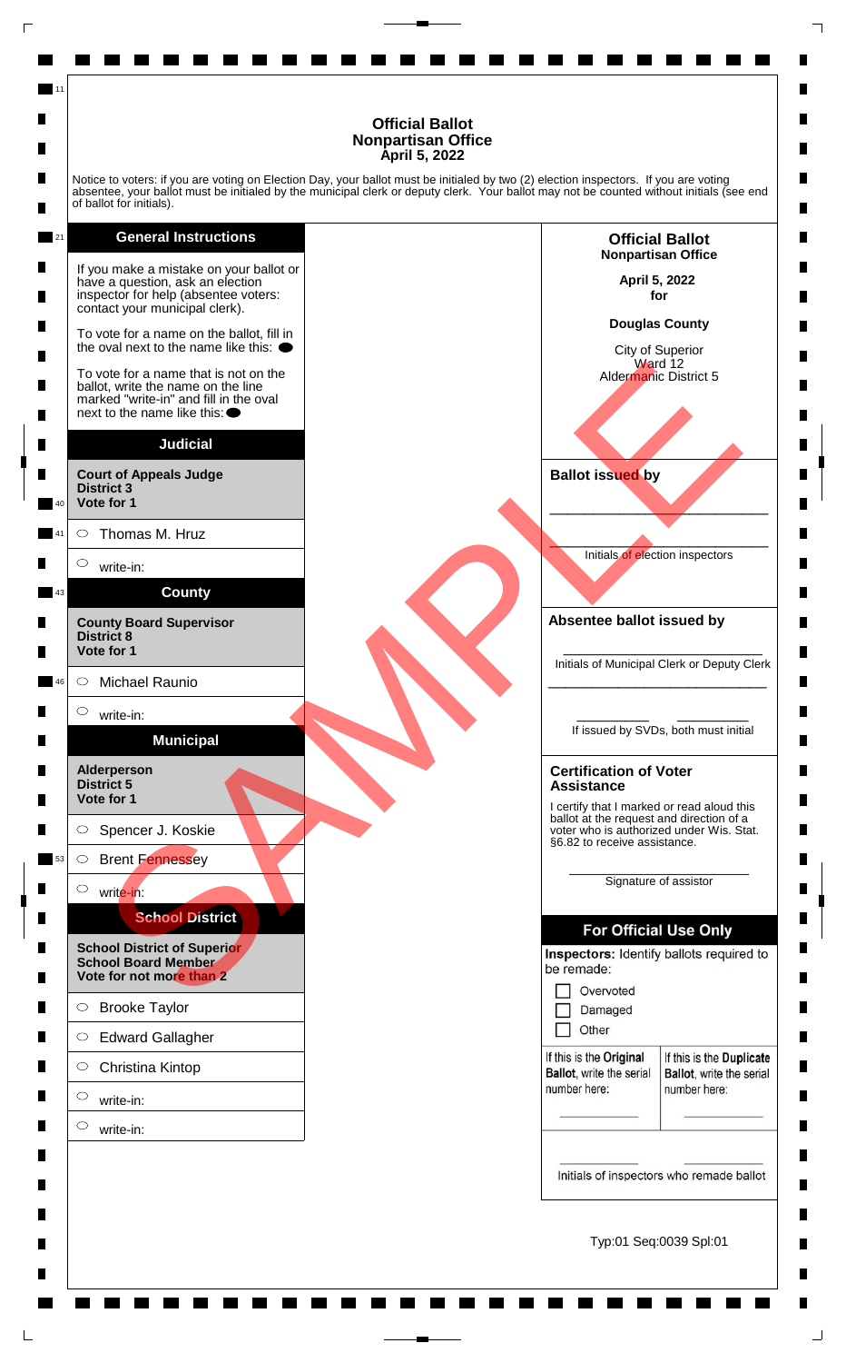# Official Ballot
## Nonpartisan Office
### April 5, 2022

Notice to voters: if you are voting on Election Day, your ballot must be initialed by two (2) election inspectors. If you are voting absentee, your ballot must be initialed by the municipal clerk or deputy clerk. Your ballot may not be counted without initials (see end of ballot for initials).

## General Instructions

If you make a mistake on your ballot or have a question, ask an election inspector for help (absentee voters: contact your municipal clerk).

To vote for a name on the ballot, fill in the oval next to the name like this: ⬬

To vote for a name that is not on the ballot, write the name on the line marked "write-in" and fill in the oval next to the name like this: ⬬

## Judicial

**Court of Appeals Judge**
**District 3**
**Vote for 1**

- ○ Thomas M. Hruz
- ○ write-in:

## County

**County Board Supervisor**
**District 8**
**Vote for 1**

- ○ Michael Raunio
- ○ write-in:

## Municipal

**Alderperson**
**District 5**
**Vote for 1**

- ○ Spencer J. Koskie
- ○ Brent Fennessey
- ○ write-in:

## School District

**School District of Superior**
**School Board Member**
**Vote for not more than 2**

- ○ Brooke Taylor
- ○ Edward Gallagher
- ○ Christina Kintop
- ○ write-in:
- ○ write-in:

---

**Official Ballot**
**Nonpartisan Office**

**April 5, 2022**
**for**

**Douglas County**

City of Superior
Ward 12
Aldermanic District 5

**Ballot issued by**

\_\_\_\_\_\_\_\_\_\_\_\_\_\_\_\_\_\_\_\_\_\_\_\_\_\_\_\_\_\_

\_\_\_\_\_\_\_\_\_\_\_\_\_\_\_\_\_\_\_\_\_\_\_\_\_\_\_\_\_\_
Initials of election inspectors

**Absentee ballot issued by**

\_\_\_\_\_\_\_\_\_\_\_\_\_\_\_\_\_\_\_\_\_\_\_\_\_\_\_\_\_\_
Initials of Municipal Clerk or Deputy Clerk

\_\_\_\_\_\_\_\_\_\_\_\_\_\_\_\_\_\_\_\_\_\_\_\_\_\_\_\_\_\_

\_\_\_\_\_\_\_\_\_\_ \_\_\_\_\_\_\_\_\_\_
If issued by SVDs, both must initial

**Certification of Voter Assistance**

I certify that I marked or read aloud this ballot at the request and direction of a voter who is authorized under Wis. Stat. §6.82 to receive assistance.

\_\_\_\_\_\_\_\_\_\_\_\_\_\_\_\_\_\_\_\_\_\_\_\_\_\_\_\_\_\_
Signature of assistor

## For Official Use Only

**Inspectors:** Identify ballots required to be remade:

- ☐ Overvoted
- ☐ Damaged
- ☐ Other

| If this is the **Original Ballot**, write the serial number here: | If this is the **Duplicate Ballot**, write the serial number here: |
|---|---|
| \_\_\_\_\_\_\_\_\_\_ | \_\_\_\_\_\_\_\_\_\_ |

\_\_\_\_\_\_\_\_\_\_ \_\_\_\_\_\_\_\_\_\_
Initials of inspectors who remade ballot

Typ:01 Seq:0039 Spl:01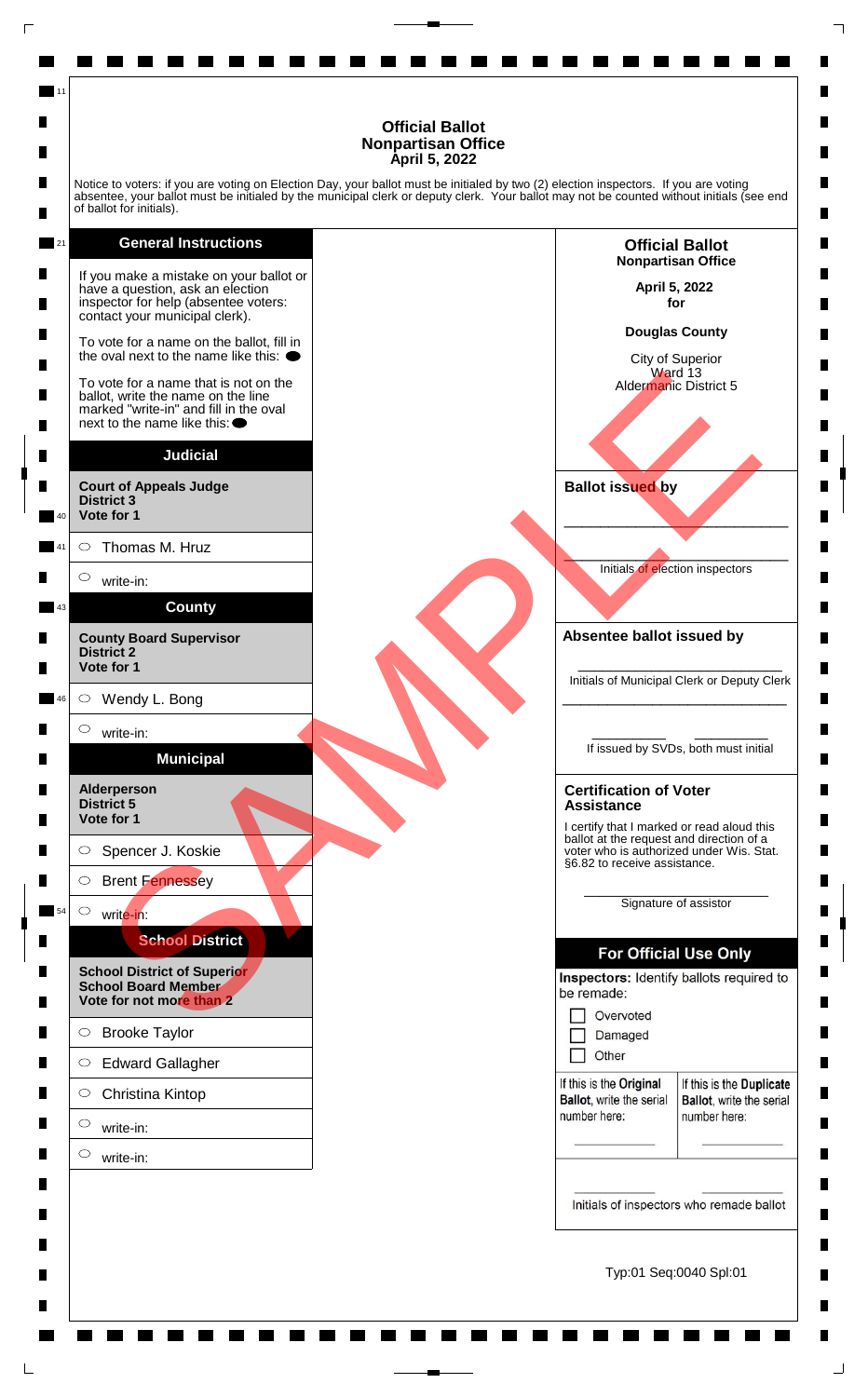# Official Ballot
## Nonpartisan Office
### April 5, 2022

Notice to voters: if you are voting on Election Day, your ballot must be initialed by two (2) election inspectors. If you are voting absentee, your ballot must be initialed by the municipal clerk or deputy clerk. Your ballot may not be counted without initials (see end of ballot for initials).

## General Instructions

If you make a mistake on your ballot or have a question, ask an election inspector for help (absentee voters: contact your municipal clerk).

To vote for a name on the ballot, fill in the oval next to the name like this: ⬬

To vote for a name that is not on the ballot, write the name on the line marked "write-in" and fill in the oval next to the name like this: ⬬

## Judicial

**Court of Appeals Judge**
**District 3**
**Vote for 1**

- ○ Thomas M. Hruz
- ○ write-in:

## County

**County Board Supervisor**
**District 2**
**Vote for 1**

- ○ Wendy L. Bong
- ○ write-in:

## Municipal

**Alderperson**
**District 5**
**Vote for 1**

- ○ Spencer J. Koskie
- ○ Brent Fennessey
- ○ write-in:

## School District

**School District of Superior**
**School Board Member**
**Vote for not more than 2**

- ○ Brooke Taylor
- ○ Edward Gallagher
- ○ Christina Kintop
- ○ write-in:
- ○ write-in:

---

**Official Ballot**
**Nonpartisan Office**

**April 5, 2022**
**for**

**Douglas County**

City of Superior
Ward 13
Aldermanic District 5

**Ballot issued by**

\_\_\_\_\_\_\_\_\_\_\_\_\_\_\_\_\_\_\_\_\_\_\_\_\_\_\_\_

\_\_\_\_\_\_\_\_\_\_\_\_\_\_\_\_\_\_\_\_\_\_\_\_\_\_\_\_
Initials of election inspectors

**Absentee ballot issued by**

\_\_\_\_\_\_\_\_\_\_\_\_\_\_\_\_\_\_\_\_\_\_\_\_\_\_\_\_
Initials of Municipal Clerk or Deputy Clerk

\_\_\_\_\_\_\_\_\_\_\_\_\_\_\_\_\_\_\_\_\_\_\_\_\_\_\_\_

\_\_\_\_\_\_\_\_\_\_ \_\_\_\_\_\_\_\_\_\_
If issued by SVDs, both must initial

**Certification of Voter Assistance**

I certify that I marked or read aloud this ballot at the request and direction of a voter who is authorized under Wis. Stat. §6.82 to receive assistance.

\_\_\_\_\_\_\_\_\_\_\_\_\_\_\_\_\_\_\_\_\_\_\_\_
Signature of assistor

## For Official Use Only

**Inspectors:** Identify ballots required to be remade:

- ☐ Overvoted
- ☐ Damaged
- ☐ Other

| If this is the **Original Ballot**, write the serial number here: | If this is the **Duplicate Ballot**, write the serial number here: |
|---|---|
| \_\_\_\_\_\_\_\_\_\_ | \_\_\_\_\_\_\_\_\_\_ |

\_\_\_\_\_\_\_\_\_\_ \_\_\_\_\_\_\_\_\_\_
Initials of inspectors who remade ballot

Typ:01 Seq:0040 Spl:01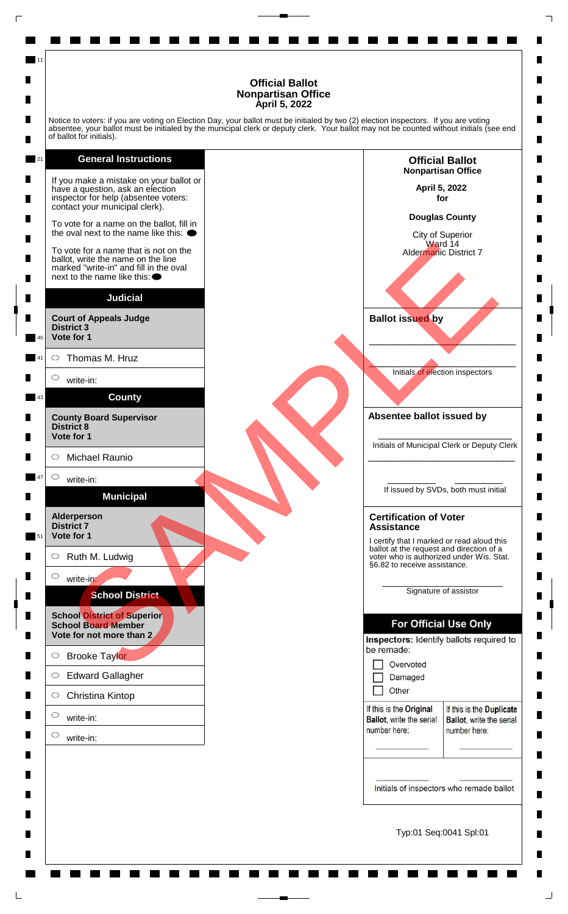# Official Ballot
## Nonpartisan Office
### April 5, 2022

Notice to voters: if you are voting on Election Day, your ballot must be initialed by two (2) election inspectors. If you are voting absentee, your ballot must be initialed by the municipal clerk or deputy clerk. Your ballot may not be counted without initials (see end of ballot for initials).

## General Instructions

If you make a mistake on your ballot or have a question, ask an election inspector for help (absentee voters: contact your municipal clerk).

To vote for a name on the ballot, fill in the oval next to the name like this: ⬬

To vote for a name that is not on the ballot, write the name on the line marked "write-in" and fill in the oval next to the name like this: ⬬

## Judicial

**Court of Appeals Judge**
**District 3**
**Vote for 1**

- ○ Thomas M. Hruz
- ○ write-in:

## County

**County Board Supervisor**
**District 8**
**Vote for 1**

- ○ Michael Raunio
- ○ write-in:

## Municipal

**Alderperson**
**District 7**
**Vote for 1**

- ○ Ruth M. Ludwig
- ○ write-in:

## School District

**School District of Superior**
**School Board Member**
**Vote for not more than 2**

- ○ Brooke Taylor
- ○ Edward Gallagher
- ○ Christina Kintop
- ○ write-in:
- ○ write-in:

---

**Official Ballot**
**Nonpartisan Office**

**April 5, 2022**
**for**

**Douglas County**

City of Superior
Ward 14
Aldermanic District 7

SAMPLE

**Ballot issued by**

______________________________

______________________________
Initials of election inspectors

**Absentee ballot issued by**

______________________________
Initials of Municipal Clerk or Deputy Clerk

______________________________

__________ __________
If issued by SVDs, both must initial

**Certification of Voter Assistance**

I certify that I marked or read aloud this ballot at the request and direction of a voter who is authorized under Wis. Stat. §6.82 to receive assistance.

______________________________
Signature of assistor

**For Official Use Only**

**Inspectors:** Identify ballots required to be remade:

- ☐ Overvoted
- ☐ Damaged
- ☐ Other

| If this is the **Original Ballot**, write the serial number here: | If this is the **Duplicate Ballot**, write the serial number here: |
| --- | --- |
| __________ | __________ |

__________ __________
Initials of inspectors who remade ballot

Typ:01 Seq:0041 Spl:01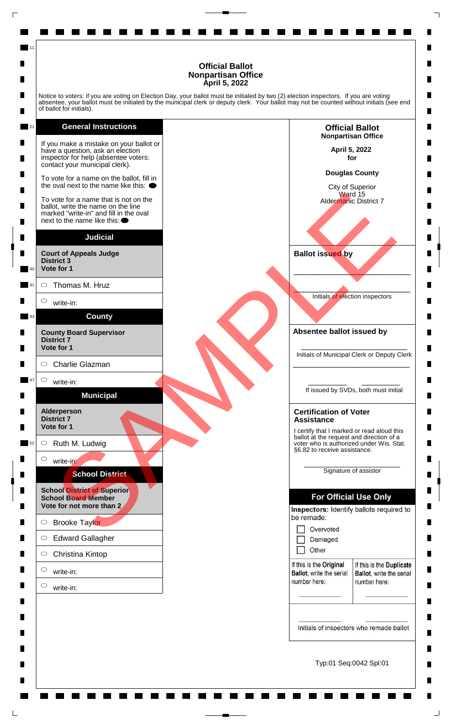# Official Ballot
## Nonpartisan Office
## April 5, 2022

Notice to voters: if you are voting on Election Day, your ballot must be initialed by two (2) election inspectors. If you are voting absentee, your ballot must be initialed by the municipal clerk or deputy clerk. Your ballot may not be counted without initials (see end of ballot for initials).

### General Instructions

If you make a mistake on your ballot or have a question, ask an election inspector for help (absentee voters: contact your municipal clerk).

To vote for a name on the ballot, fill in the oval next to the name like this: ⬬

To vote for a name that is not on the ballot, write the name on the line marked "write-in" and fill in the oval next to the name like this: ⬬

### Judicial

**Court of Appeals Judge**
**District 3**
**Vote for 1**

- ⬭ Thomas M. Hruz
- ⬭ write-in:

### County

**County Board Supervisor**
**District 7**
**Vote for 1**

- ⬭ Charlie Glazman
- ⬭ write-in:

### Municipal

**Alderperson**
**District 7**
**Vote for 1**

- ⬭ Ruth M. Ludwig
- ⬭ write-in:

### School District

**School District of Superior**
**School Board Member**
**Vote for not more than 2**

- ⬭ Brooke Taylor
- ⬭ Edward Gallagher
- ⬭ Christina Kintop
- ⬭ write-in:
- ⬭ write-in:

SAMPLE

---

**Official Ballot**
**Nonpartisan Office**

**April 5, 2022**
**for**

**Douglas County**

City of Superior
Ward 15
Aldermanic District 7

**Ballot issued by**

\_\_\_\_\_\_\_\_\_\_\_\_\_\_\_\_\_\_\_\_\_\_\_\_\_\_\_\_

\_\_\_\_\_\_\_\_\_\_\_\_\_\_\_\_\_\_\_\_\_\_\_\_\_\_\_\_
Initials of election inspectors

**Absentee ballot issued by**

\_\_\_\_\_\_\_\_\_\_\_\_\_\_\_\_\_\_\_\_\_\_\_\_\_\_\_\_
Initials of Municipal Clerk or Deputy Clerk

\_\_\_\_\_\_\_\_\_\_\_\_\_\_\_\_\_\_\_\_\_\_\_\_\_\_\_\_

\_\_\_\_\_\_\_\_\_\_ \_\_\_\_\_\_\_\_\_\_
If issued by SVDs, both must initial

**Certification of Voter Assistance**

I certify that I marked or read aloud this ballot at the request and direction of a voter who is authorized under Wis. Stat. §6.82 to receive assistance.

\_\_\_\_\_\_\_\_\_\_\_\_\_\_\_\_\_\_\_\_\_\_\_\_\_\_\_\_
Signature of assistor

### For Official Use Only

**Inspectors:** Identify ballots required to be remade:

- ☐ Overvoted
- ☐ Damaged
- ☐ Other

| If this is the **Original Ballot**, write the serial number here: | If this is the **Duplicate Ballot**, write the serial number here: |
|---|---|
| \_\_\_\_\_\_\_\_\_\_ | \_\_\_\_\_\_\_\_\_\_ |

\_\_\_\_\_\_\_\_\_\_ \_\_\_\_\_\_\_\_\_\_
Initials of inspectors who remade ballot

Typ:01 Seq:0042 Spl:01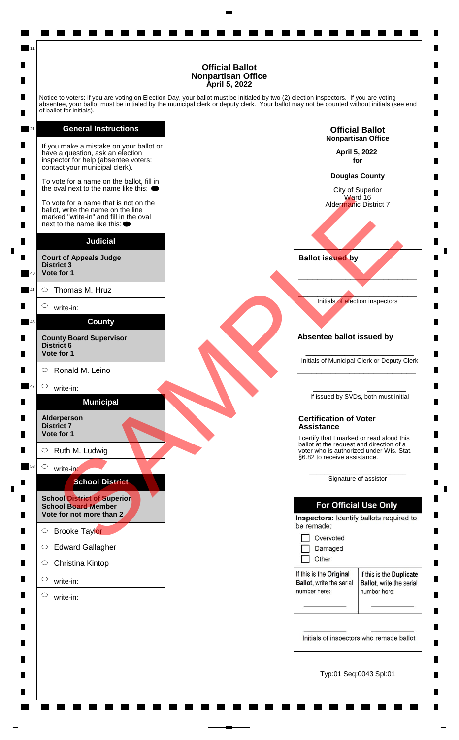# Official Ballot
## Nonpartisan Office
### April 5, 2022

Notice to voters: if you are voting on Election Day, your ballot must be initialed by two (2) election inspectors. If you are voting absentee, your ballot must be initialed by the municipal clerk or deputy clerk. Your ballot may not be counted without initials (see end of ballot for initials).

## General Instructions

If you make a mistake on your ballot or have a question, ask an election inspector for help (absentee voters: contact your municipal clerk).

To vote for a name on the ballot, fill in the oval next to the name like this: ⬬

To vote for a name that is not on the ballot, write the name on the line marked "write-in" and fill in the oval next to the name like this: ⬬

## Judicial

**Court of Appeals Judge**
**District 3**
**Vote for 1**

- ⬭ Thomas M. Hruz
- ⬭ write-in:

## County

**County Board Supervisor**
**District 6**
**Vote for 1**

- ⬭ Ronald M. Leino
- ⬭ write-in:

## Municipal

**Alderperson**
**District 7**
**Vote for 1**

- ⬭ Ruth M. Ludwig
- ⬭ write-in:

## School District

**School District of Superior**
**School Board Member**
**Vote for not more than 2**

- ⬭ Brooke Taylor
- ⬭ Edward Gallagher
- ⬭ Christina Kintop
- ⬭ write-in:
- ⬭ write-in:

---

**Official Ballot**
**Nonpartisan Office**

**April 5, 2022**
**for**

**Douglas County**

City of Superior
Ward 16
Aldermanic District 7

SAMPLE

**Ballot issued by**

\_\_\_\_\_\_\_\_\_\_\_\_\_\_\_\_\_\_\_\_\_\_\_\_\_\_\_\_\_\_

\_\_\_\_\_\_\_\_\_\_\_\_\_\_\_\_\_\_\_\_\_\_\_\_\_\_\_\_\_\_

Initials of election inspectors

**Absentee ballot issued by**

\_\_\_\_\_\_\_\_\_\_\_\_\_\_\_\_\_\_\_\_\_\_\_\_\_\_\_\_\_\_

Initials of Municipal Clerk or Deputy Clerk

\_\_\_\_\_\_\_\_\_\_\_\_\_\_\_\_\_\_\_\_\_\_\_\_\_\_\_\_\_\_

\_\_\_\_\_\_\_\_\_\_\_\_ \_\_\_\_\_\_\_\_\_\_\_\_

If issued by SVDs, both must initial

**Certification of Voter Assistance**

I certify that I marked or read aloud this ballot at the request and direction of a voter who is authorized under Wis. Stat. §6.82 to receive assistance.

\_\_\_\_\_\_\_\_\_\_\_\_\_\_\_\_\_\_\_\_\_\_\_\_\_\_\_\_\_\_

Signature of assistor

**For Official Use Only**

**Inspectors:** Identify ballots required to be remade:

- ☐ Overvoted
- ☐ Damaged
- ☐ Other

| If this is the **Original Ballot**, write the serial number here: | If this is the **Duplicate Ballot**, write the serial number here: |
|---|---|
| \_\_\_\_\_\_\_\_\_\_ | \_\_\_\_\_\_\_\_\_\_ |

\_\_\_\_\_\_\_\_\_\_\_\_ \_\_\_\_\_\_\_\_\_\_\_\_

Initials of inspectors who remade ballot

Typ:01 Seq:0043 Spl:01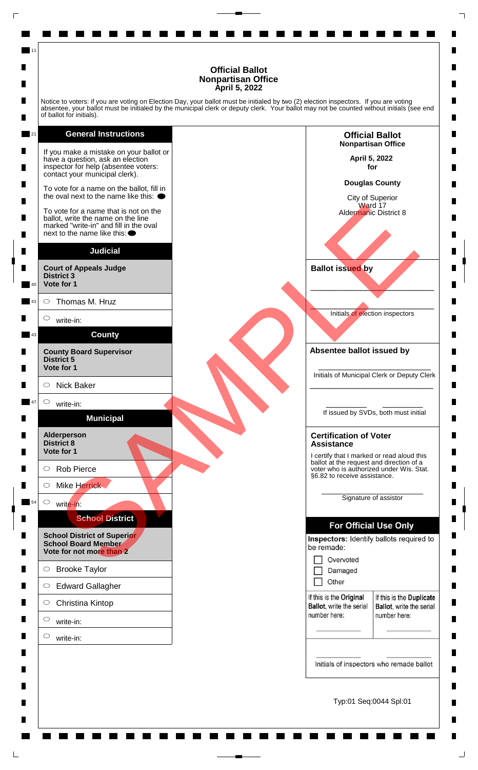# Official Ballot
## Nonpartisan Office
### April 5, 2022

Notice to voters: if you are voting on Election Day, your ballot must be initialed by two (2) election inspectors. If you are voting absentee, your ballot must be initialed by the municipal clerk or deputy clerk. Your ballot may not be counted without initials (see end of ballot for initials).

## General Instructions

If you make a mistake on your ballot or have a question, ask an election inspector for help (absentee voters: contact your municipal clerk).

To vote for a name on the ballot, fill in the oval next to the name like this: ⬬

To vote for a name that is not on the ballot, write the name on the line marked "write-in" and fill in the oval next to the name like this: ⬬

## Judicial

**Court of Appeals Judge**
**District 3**
**Vote for 1**

- ◯ Thomas M. Hruz
- ◯ write-in:

## County

**County Board Supervisor**
**District 5**
**Vote for 1**

- ◯ Nick Baker
- ◯ write-in:

## Municipal

**Alderperson**
**District 8**
**Vote for 1**

- ◯ Rob Pierce
- ◯ Mike Herrick
- ◯ write-in:

## School District

**School District of Superior**
**School Board Member**
**Vote for not more than 2**

- ◯ Brooke Taylor
- ◯ Edward Gallagher
- ◯ Christina Kintop
- ◯ write-in:
- ◯ write-in:

---

**Official Ballot**
**Nonpartisan Office**

**April 5, 2022**
**for**

**Douglas County**

City of Superior
Ward 17
Aldermanic District 8

**Ballot issued by**

\_\_\_\_\_\_\_\_\_\_\_\_\_\_\_\_\_\_\_\_\_\_\_\_\_\_\_\_\_\_

\_\_\_\_\_\_\_\_\_\_\_\_\_\_\_\_\_\_\_\_\_\_\_\_\_\_\_\_\_\_
Initials of election inspectors

**Absentee ballot issued by**

\_\_\_\_\_\_\_\_\_\_\_\_\_\_\_\_\_\_\_\_\_\_\_\_\_\_\_\_\_\_
Initials of Municipal Clerk or Deputy Clerk

\_\_\_\_\_\_\_\_\_\_\_\_\_\_\_\_\_\_\_\_\_\_\_\_\_\_\_\_\_\_

\_\_\_\_\_\_\_\_\_\_ \_\_\_\_\_\_\_\_\_\_
If issued by SVDs, both must initial

**Certification of Voter Assistance**

I certify that I marked or read aloud this ballot at the request and direction of a voter who is authorized under Wis. Stat. §6.82 to receive assistance.

\_\_\_\_\_\_\_\_\_\_\_\_\_\_\_\_\_\_\_\_\_\_\_\_\_\_\_\_\_\_
Signature of assistor

## For Official Use Only

**Inspectors:** Identify ballots required to be remade:

- ☐ Overvoted
- ☐ Damaged
- ☐ Other

| If this is the **Original Ballot**, write the serial number here: | If this is the **Duplicate Ballot**, write the serial number here: |
|---|---|
| \_\_\_\_\_\_\_\_\_\_ | \_\_\_\_\_\_\_\_\_\_ |

\_\_\_\_\_\_\_\_\_\_ \_\_\_\_\_\_\_\_\_\_
Initials of inspectors who remade ballot

Typ:01 Seq:0044 Spl:01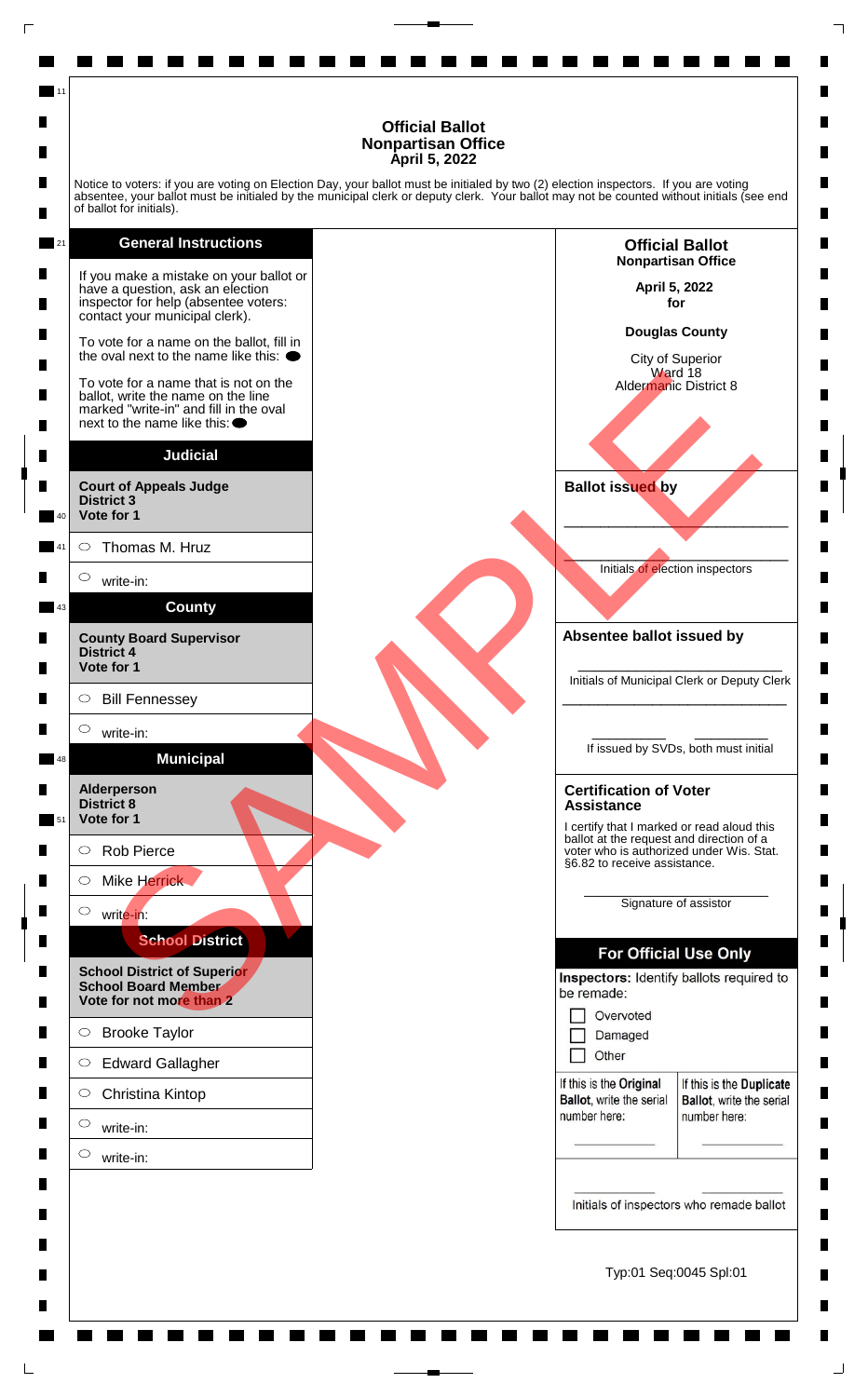# Official Ballot
## Nonpartisan Office
### April 5, 2022

Notice to voters: if you are voting on Election Day, your ballot must be initialed by two (2) election inspectors. If you are voting absentee, your ballot must be initialed by the municipal clerk or deputy clerk. Your ballot may not be counted without initials (see end of ballot for initials).

### General Instructions

If you make a mistake on your ballot or have a question, ask an election inspector for help (absentee voters: contact your municipal clerk).

To vote for a name on the ballot, fill in the oval next to the name like this: ⬬

To vote for a name that is not on the ballot, write the name on the line marked "write-in" and fill in the oval next to the name like this: ⬬

### Judicial

**Court of Appeals Judge**
**District 3**
**Vote for 1**

- ◯ Thomas M. Hruz
- ◯ write-in:

### County

**County Board Supervisor**
**District 4**
**Vote for 1**

- ◯ Bill Fennessey
- ◯ write-in:

### Municipal

**Alderperson**
**District 8**
**Vote for 1**

- ◯ Rob Pierce
- ◯ Mike Herrick
- ◯ write-in:

### School District

**School District of Superior**
**School Board Member**
**Vote for not more than 2**

- ◯ Brooke Taylor
- ◯ Edward Gallagher
- ◯ Christina Kintop
- ◯ write-in:
- ◯ write-in:

SAMPLE

---

**Official Ballot**
**Nonpartisan Office**

**April 5, 2022**
**for**

**Douglas County**

City of Superior
Ward 18
Aldermanic District 8

**Ballot issued by**

\_\_\_\_\_\_\_\_\_\_\_\_\_\_\_\_\_\_\_\_\_\_\_\_\_\_\_\_

\_\_\_\_\_\_\_\_\_\_\_\_\_\_\_\_\_\_\_\_\_\_\_\_\_\_\_\_

Initials of election inspectors

**Absentee ballot issued by**

\_\_\_\_\_\_\_\_\_\_\_\_\_\_\_\_\_\_\_\_\_\_\_\_\_\_\_\_

Initials of Municipal Clerk or Deputy Clerk

\_\_\_\_\_\_\_\_\_\_\_\_\_\_\_\_\_\_\_\_\_\_\_\_\_\_\_\_

\_\_\_\_\_\_\_\_\_\_ \_\_\_\_\_\_\_\_\_\_

If issued by SVDs, both must initial

**Certification of Voter Assistance**

I certify that I marked or read aloud this ballot at the request and direction of a voter who is authorized under Wis. Stat. §6.82 to receive assistance.

\_\_\_\_\_\_\_\_\_\_\_\_\_\_\_\_\_\_\_\_\_\_\_\_\_\_\_\_

Signature of assistor

### For Official Use Only

**Inspectors:** Identify ballots required to be remade:

- ☐ Overvoted
- ☐ Damaged
- ☐ Other

| If this is the **Original Ballot**, write the serial number here: | If this is the **Duplicate Ballot**, write the serial number here: |
|---|---|
| \_\_\_\_\_\_\_\_\_\_ | \_\_\_\_\_\_\_\_\_\_ |

\_\_\_\_\_\_\_\_\_\_ \_\_\_\_\_\_\_\_\_\_

Initials of inspectors who remade ballot

Typ:01 Seq:0045 Spl:01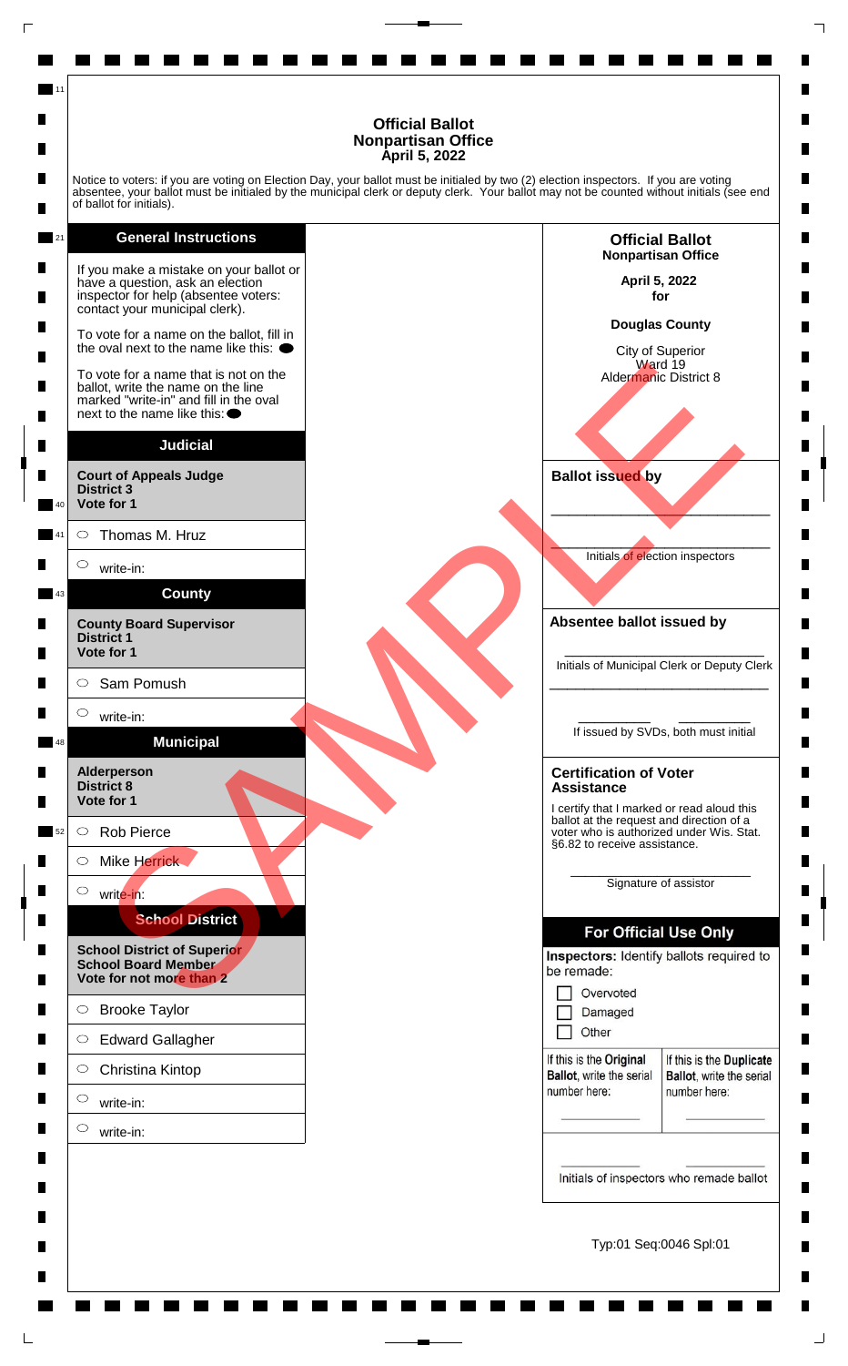# Official Ballot
## Nonpartisan Office
### April 5, 2022

Notice to voters: if you are voting on Election Day, your ballot must be initialed by two (2) election inspectors. If you are voting absentee, your ballot must be initialed by the municipal clerk or deputy clerk. Your ballot may not be counted without initials (see end of ballot for initials).

## General Instructions

If you make a mistake on your ballot or have a question, ask an election inspector for help (absentee voters: contact your municipal clerk).

To vote for a name on the ballot, fill in the oval next to the name like this: ⬬

To vote for a name that is not on the ballot, write the name on the line marked "write-in" and fill in the oval next to the name like this: ⬬

## Judicial

**Court of Appeals Judge**
**District 3**
**Vote for 1**

- ○ Thomas M. Hruz
- ○ write-in:

## County

**County Board Supervisor**
**District 1**
**Vote for 1**

- ○ Sam Pomush
- ○ write-in:

## Municipal

**Alderperson**
**District 8**
**Vote for 1**

- ○ Rob Pierce
- ○ Mike Herrick
- ○ write-in:

## School District

**School District of Superior**
**School Board Member**
**Vote for not more than 2**

- ○ Brooke Taylor
- ○ Edward Gallagher
- ○ Christina Kintop
- ○ write-in:
- ○ write-in:

---

**Official Ballot**
**Nonpartisan Office**

**April 5, 2022**
**for**

**Douglas County**

City of Superior
Ward 19
Aldermanic District 8

**Ballot issued by**

______________________________

______________________________
Initials of election inspectors

**Absentee ballot issued by**

______________________________
Initials of Municipal Clerk or Deputy Clerk

______________________________

__________ __________
If issued by SVDs, both must initial

**Certification of Voter Assistance**

I certify that I marked or read aloud this ballot at the request and direction of a voter who is authorized under Wis. Stat. §6.82 to receive assistance.

______________________________
Signature of assistor

## For Official Use Only

**Inspectors:** Identify ballots required to be remade:

- ☐ Overvoted
- ☐ Damaged
- ☐ Other

| If this is the **Original Ballot**, write the serial number here: | If this is the **Duplicate Ballot**, write the serial number here: |
|---|---|
| __________ | __________ |

__________ __________
Initials of inspectors who remade ballot

Typ:01 Seq:0046 Spl:01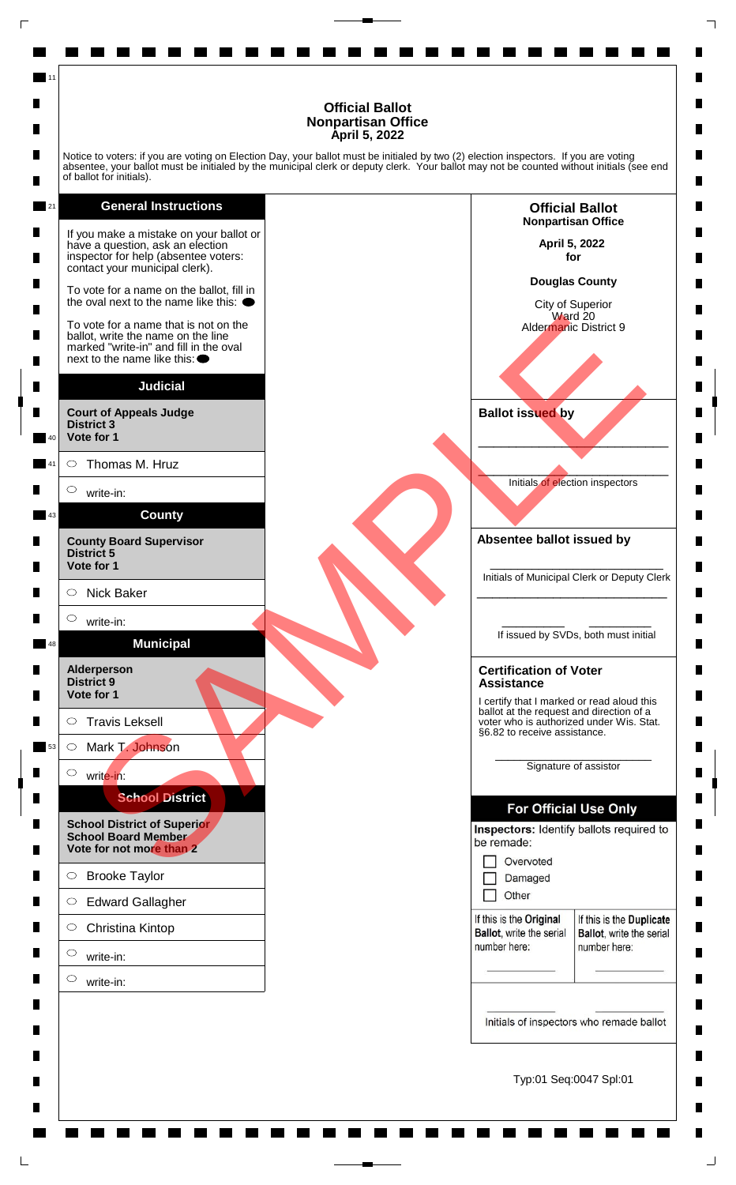# Official Ballot
## Nonpartisan Office
### April 5, 2022

Notice to voters: if you are voting on Election Day, your ballot must be initialed by two (2) election inspectors. If you are voting absentee, your ballot must be initialed by the municipal clerk or deputy clerk. Your ballot may not be counted without initials (see end of ballot for initials).

## General Instructions

If you make a mistake on your ballot or have a question, ask an election inspector for help (absentee voters: contact your municipal clerk).

To vote for a name on the ballot, fill in the oval next to the name like this: ⬬

To vote for a name that is not on the ballot, write the name on the line marked "write-in" and fill in the oval next to the name like this: ⬬

## Judicial

**Court of Appeals Judge**
**District 3**
**Vote for 1**

- ○ Thomas M. Hruz
- ○ write-in:

## County

**County Board Supervisor**
**District 5**
**Vote for 1**

- ○ Nick Baker
- ○ write-in:

## Municipal

**Alderperson**
**District 9**
**Vote for 1**

- ○ Travis Leksell
- ○ Mark T. Johnson
- ○ write-in:

## School District

**School District of Superior**
**School Board Member**
**Vote for not more than 2**

- ○ Brooke Taylor
- ○ Edward Gallagher
- ○ Christina Kintop
- ○ write-in:
- ○ write-in:

---

**Official Ballot**
**Nonpartisan Office**

**April 5, 2022**
**for**

**Douglas County**

City of Superior
Ward 20
Aldermanic District 9

SAMPLE

**Ballot issued by**

\_\_\_\_\_\_\_\_\_\_\_\_\_\_\_\_\_\_\_\_\_\_\_\_\_\_\_\_

\_\_\_\_\_\_\_\_\_\_\_\_\_\_\_\_\_\_\_\_\_\_\_\_\_\_\_\_
Initials of election inspectors

**Absentee ballot issued by**

\_\_\_\_\_\_\_\_\_\_\_\_\_\_\_\_\_\_\_\_\_\_\_\_\_\_\_\_
Initials of Municipal Clerk or Deputy Clerk

\_\_\_\_\_\_\_\_\_\_\_\_\_\_\_\_\_\_\_\_\_\_\_\_\_\_\_\_

\_\_\_\_\_\_\_\_\_\_ \_\_\_\_\_\_\_\_\_\_
If issued by SVDs, both must initial

**Certification of Voter Assistance**

I certify that I marked or read aloud this ballot at the request and direction of a voter who is authorized under Wis. Stat. §6.82 to receive assistance.

\_\_\_\_\_\_\_\_\_\_\_\_\_\_\_\_\_\_\_\_\_\_\_\_\_\_\_\_
Signature of assistor

**For Official Use Only**

**Inspectors:** Identify ballots required to be remade:

- ☐ Overvoted
- ☐ Damaged
- ☐ Other

| If this is the **Original Ballot**, write the serial number here: | If this is the **Duplicate Ballot**, write the serial number here: |
|---|---|
| \_\_\_\_\_\_\_\_\_\_ | \_\_\_\_\_\_\_\_\_\_ |

\_\_\_\_\_\_\_\_\_\_ \_\_\_\_\_\_\_\_\_\_
Initials of inspectors who remade ballot

Typ:01 Seq:0047 Spl:01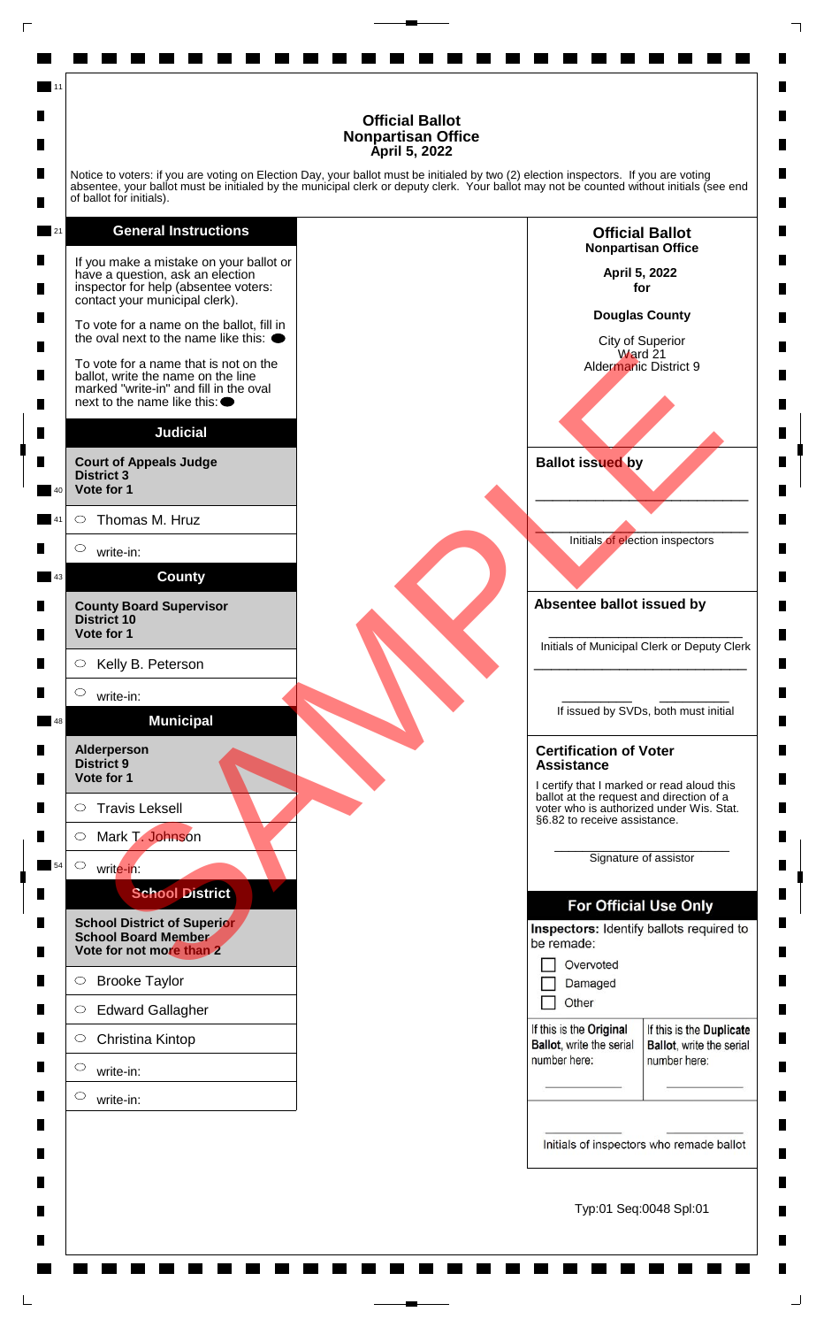# Official Ballot
## Nonpartisan Office
### April 5, 2022

Notice to voters: if you are voting on Election Day, your ballot must be initialed by two (2) election inspectors. If you are voting absentee, your ballot must be initialed by the municipal clerk or deputy clerk. Your ballot may not be counted without initials (see end of ballot for initials).

## General Instructions

If you make a mistake on your ballot or have a question, ask an election inspector for help (absentee voters: contact your municipal clerk).

To vote for a name on the ballot, fill in the oval next to the name like this: ⬬

To vote for a name that is not on the ballot, write the name on the line marked "write-in" and fill in the oval next to the name like this: ⬬

## Judicial

**Court of Appeals Judge**
**District 3**
**Vote for 1**

- ⬭ Thomas M. Hruz
- ⬭ write-in:

## County

**County Board Supervisor**
**District 10**
**Vote for 1**

- ⬭ Kelly B. Peterson
- ⬭ write-in:

## Municipal

**Alderperson**
**District 9**
**Vote for 1**

- ⬭ Travis Leksell
- ⬭ Mark T. Johnson
- ⬭ write-in:

## School District

**School District of Superior**
**School Board Member**
**Vote for not more than 2**

- ⬭ Brooke Taylor
- ⬭ Edward Gallagher
- ⬭ Christina Kintop
- ⬭ write-in:
- ⬭ write-in:

SAMPLE

---

**Official Ballot**
**Nonpartisan Office**

**April 5, 2022**
**for**

**Douglas County**

City of Superior
Ward 21
Aldermanic District 9

**Ballot issued by**

______________________________

______________________________
Initials of election inspectors

**Absentee ballot issued by**

______________________________
Initials of Municipal Clerk or Deputy Clerk

______________________________

__________ __________
If issued by SVDs, both must initial

**Certification of Voter Assistance**

I certify that I marked or read aloud this ballot at the request and direction of a voter who is authorized under Wis. Stat. §6.82 to receive assistance.

______________________________
Signature of assistor

**For Official Use Only**

**Inspectors:** Identify ballots required to be remade:

- ☐ Overvoted
- ☐ Damaged
- ☐ Other

| If this is the **Original Ballot**, write the serial number here: | If this is the **Duplicate Ballot**, write the serial number here: |
|---|---|
| __________ | __________ |

__________ __________
Initials of inspectors who remade ballot

Typ:01 Seq:0048 Spl:01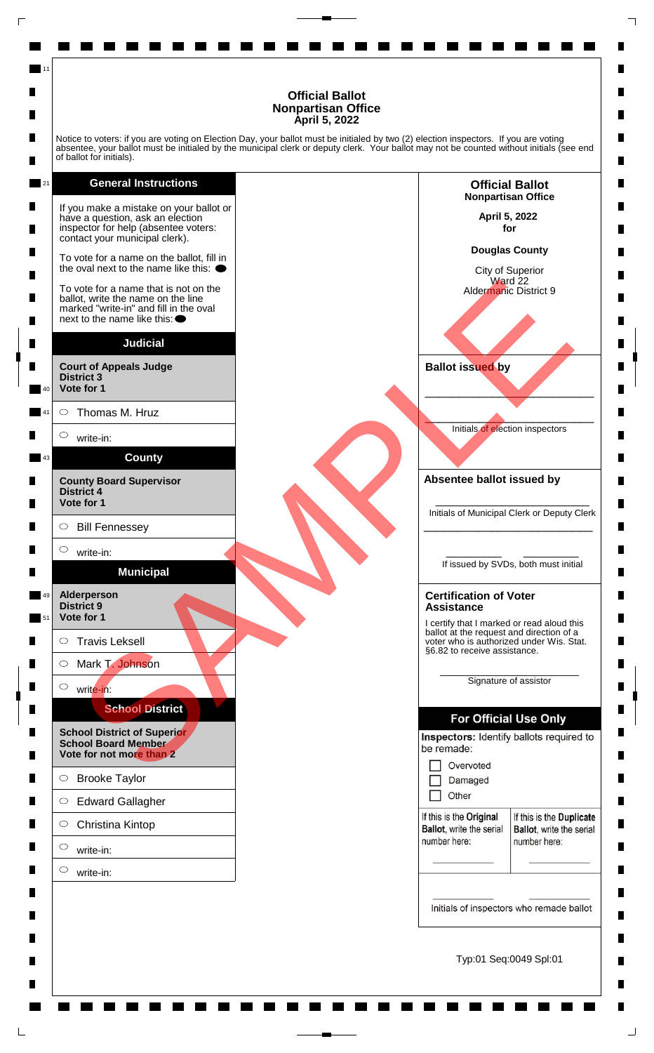# Official Ballot
## Nonpartisan Office
**April 5, 2022**

Notice to voters: if you are voting on Election Day, your ballot must be initialed by two (2) election inspectors. If you are voting absentee, your ballot must be initialed by the municipal clerk or deputy clerk. Your ballot may not be counted without initials (see end of ballot for initials).

### General Instructions

If you make a mistake on your ballot or have a question, ask an election inspector for help (absentee voters: contact your municipal clerk).

To vote for a name on the ballot, fill in the oval next to the name like this: ⬬

To vote for a name that is not on the ballot, write the name on the line marked "write-in" and fill in the oval next to the name like this: ⬬

### Judicial

**Court of Appeals Judge**
**District 3**
**Vote for 1**

- ⬭ Thomas M. Hruz
- ⬭ write-in:

### County

**County Board Supervisor**
**District 4**
**Vote for 1**

- ⬭ Bill Fennessey
- ⬭ write-in:

### Municipal

**Alderperson**
**District 9**
**Vote for 1**

- ⬭ Travis Leksell
- ⬭ Mark T. Johnson
- ⬭ write-in:

### School District

**School District of Superior**
**School Board Member**
**Vote for not more than 2**

- ⬭ Brooke Taylor
- ⬭ Edward Gallagher
- ⬭ Christina Kintop
- ⬭ write-in:
- ⬭ write-in:

---

**Official Ballot**
**Nonpartisan Office**

**April 5, 2022**
**for**

**Douglas County**

City of Superior
Ward 22
Aldermanic District 9

**Ballot issued by**

\_\_\_\_\_\_\_\_\_\_\_\_\_\_\_\_\_\_\_\_\_\_\_\_\_\_\_\_

\_\_\_\_\_\_\_\_\_\_\_\_\_\_\_\_\_\_\_\_\_\_\_\_\_\_\_\_
Initials of election inspectors

**Absentee ballot issued by**

\_\_\_\_\_\_\_\_\_\_\_\_\_\_\_\_\_\_\_\_\_\_\_\_\_\_\_\_
Initials of Municipal Clerk or Deputy Clerk

\_\_\_\_\_\_\_\_\_\_\_\_\_\_\_\_\_\_\_\_\_\_\_\_\_\_\_\_

\_\_\_\_\_\_\_\_\_\_ \_\_\_\_\_\_\_\_\_\_
If issued by SVDs, both must initial

**Certification of Voter Assistance**

I certify that I marked or read aloud this ballot at the request and direction of a voter who is authorized under Wis. Stat. §6.82 to receive assistance.

\_\_\_\_\_\_\_\_\_\_\_\_\_\_\_\_\_\_\_\_\_\_\_\_\_\_\_\_
Signature of assistor

**For Official Use Only**

**Inspectors:** Identify ballots required to be remade:

- ☐ Overvoted
- ☐ Damaged
- ☐ Other

| If this is the **Original Ballot**, write the serial number here: | If this is the **Duplicate Ballot**, write the serial number here: |
| --- | --- |
| \_\_\_\_\_\_\_\_\_\_ | \_\_\_\_\_\_\_\_\_\_ |

\_\_\_\_\_\_\_\_\_\_ \_\_\_\_\_\_\_\_\_\_
Initials of inspectors who remade ballot

Typ:01 Seq:0049 Spl:01

SAMPLE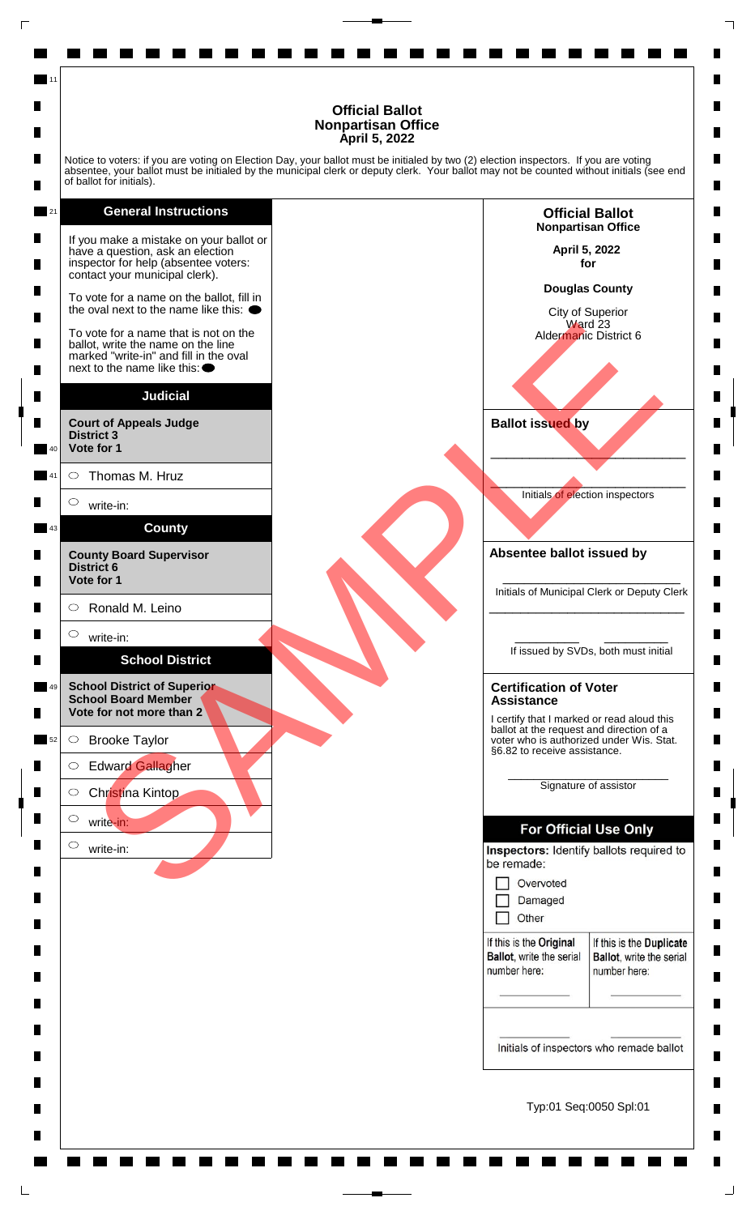# Official Ballot
## Nonpartisan Office
### April 5, 2022

Notice to voters: if you are voting on Election Day, your ballot must be initialed by two (2) election inspectors. If you are voting absentee, your ballot must be initialed by the municipal clerk or deputy clerk. Your ballot may not be counted without initials (see end of ballot for initials).

## General Instructions

If you make a mistake on your ballot or have a question, ask an election inspector for help (absentee voters: contact your municipal clerk).

To vote for a name on the ballot, fill in the oval next to the name like this: ⬬

To vote for a name that is not on the ballot, write the name on the line marked "write-in" and fill in the oval next to the name like this: ⬬

## Judicial

**Court of Appeals Judge**
**District 3**
**Vote for 1**

- ○ Thomas M. Hruz
- ○ write-in:

## County

**County Board Supervisor**
**District 6**
**Vote for 1**

- ○ Ronald M. Leino
- ○ write-in:

## School District

**School District of Superior**
**School Board Member**
**Vote for not more than 2**

- ○ Brooke Taylor
- ○ Edward Gallagher
- ○ Christina Kintop
- ○ write-in:
- ○ write-in:

---

**Official Ballot**
**Nonpartisan Office**

**April 5, 2022**
**for**

**Douglas County**

City of Superior
Ward 23
Aldermanic District 6

**Ballot issued by**

\_\_\_\_\_\_\_\_\_\_\_\_\_\_\_\_\_\_\_\_\_\_\_\_\_\_\_\_

\_\_\_\_\_\_\_\_\_\_\_\_\_\_\_\_\_\_\_\_\_\_\_\_\_\_\_\_

Initials of election inspectors

**Absentee ballot issued by**

\_\_\_\_\_\_\_\_\_\_\_\_\_\_\_\_\_\_\_\_\_\_\_\_\_\_\_\_

Initials of Municipal Clerk or Deputy Clerk

\_\_\_\_\_\_\_\_\_\_\_\_\_\_\_\_\_\_\_\_\_\_\_\_\_\_\_\_

\_\_\_\_\_\_\_\_\_\_ \_\_\_\_\_\_\_\_\_\_

If issued by SVDs, both must initial

**Certification of Voter Assistance**

I certify that I marked or read aloud this ballot at the request and direction of a voter who is authorized under Wis. Stat. §6.82 to receive assistance.

\_\_\_\_\_\_\_\_\_\_\_\_\_\_\_\_\_\_\_\_\_\_\_\_\_\_\_\_

Signature of assistor

## For Official Use Only

**Inspectors:** Identify ballots required to be remade:

- ☐ Overvoted
- ☐ Damaged
- ☐ Other

| If this is the **Original Ballot**, write the serial number here: | If this is the **Duplicate Ballot**, write the serial number here: |
| --- | --- |
| \_\_\_\_\_\_\_\_\_\_ | \_\_\_\_\_\_\_\_\_\_ |

\_\_\_\_\_\_\_\_\_\_ \_\_\_\_\_\_\_\_\_\_

Initials of inspectors who remade ballot

Typ:01 Seq:0050 Spl:01

SAMPLE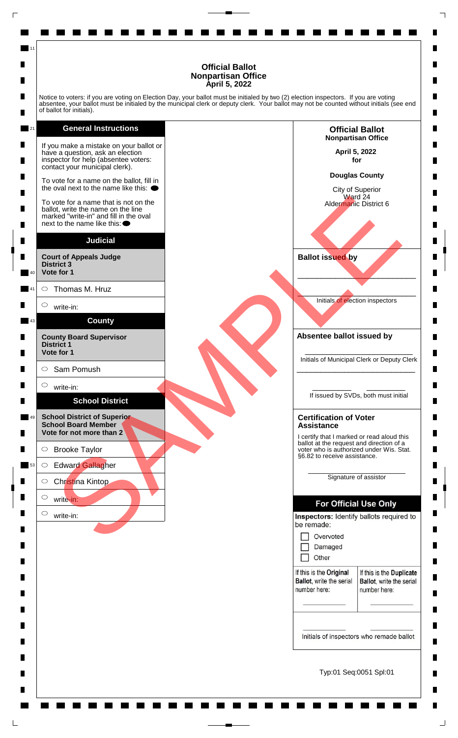# Official Ballot
## Nonpartisan Office
### April 5, 2022

Notice to voters: if you are voting on Election Day, your ballot must be initialed by two (2) election inspectors. If you are voting absentee, your ballot must be initialed by the municipal clerk or deputy clerk. Your ballot may not be counted without initials (see end of ballot for initials).

## General Instructions

If you make a mistake on your ballot or have a question, ask an election inspector for help (absentee voters: contact your municipal clerk).

To vote for a name on the ballot, fill in the oval next to the name like this: ⬤

To vote for a name that is not on the ballot, write the name on the line marked "write-in" and fill in the oval next to the name like this: ⬤

## Judicial

**Court of Appeals Judge**
**District 3**
**Vote for 1**

- ◯ Thomas M. Hruz
- ◯ write-in:

## County

**County Board Supervisor**
**District 1**
**Vote for 1**

- ◯ Sam Pomush
- ◯ write-in:

## School District

**School District of Superior**
**School Board Member**
**Vote for not more than 2**

- ◯ Brooke Taylor
- ◯ Edward Gallagher
- ◯ Christina Kintop
- ◯ write-in:
- ◯ write-in:

**Official Ballot**
**Nonpartisan Office**

**April 5, 2022**
**for**

**Douglas County**

City of Superior
Ward 24
Aldermanic District 6

**Ballot issued by**

______________________________

______________________________
Initials of election inspectors

**Absentee ballot issued by**

______________________________
Initials of Municipal Clerk or Deputy Clerk

______________________________

__________ __________
If issued by SVDs, both must initial

**Certification of Voter Assistance**

I certify that I marked or read aloud this ballot at the request and direction of a voter who is authorized under Wis. Stat. §6.82 to receive assistance.

______________________________
Signature of assistor

## For Official Use Only

**Inspectors:** Identify ballots required to be remade:

- ☐ Overvoted
- ☐ Damaged
- ☐ Other

| If this is the **Original Ballot**, write the serial number here: | If this is the **Duplicate Ballot**, write the serial number here: |
| --- | --- |
| __________ | __________ |

__________ __________
Initials of inspectors who remade ballot

Typ:01 Seq:0051 Spl:01

SAMPLE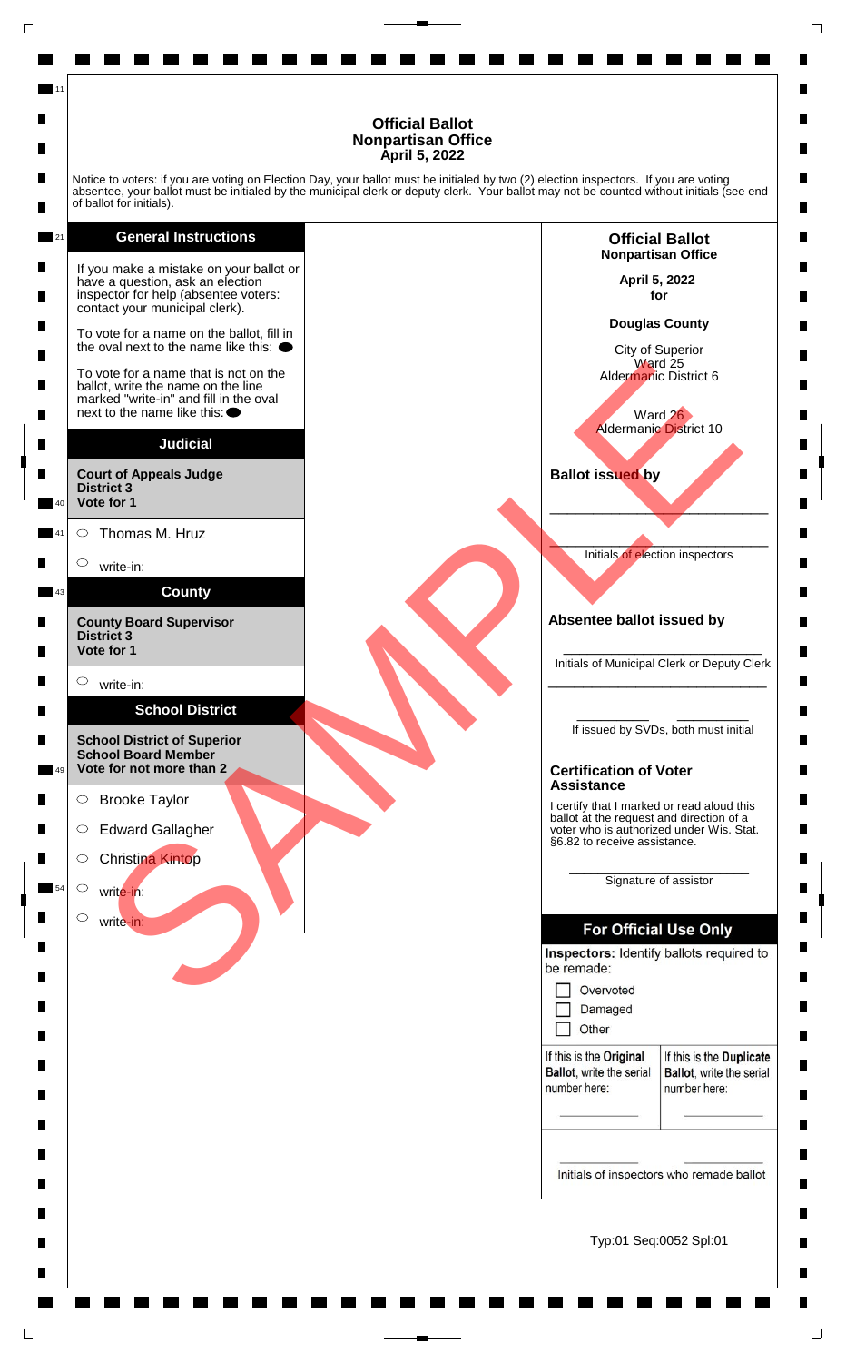# Official Ballot
## Nonpartisan Office
### April 5, 2022

Notice to voters: if you are voting on Election Day, your ballot must be initialed by two (2) election inspectors. If you are voting absentee, your ballot must be initialed by the municipal clerk or deputy clerk. Your ballot may not be counted without initials (see end of ballot for initials).

## General Instructions

If you make a mistake on your ballot or have a question, ask an election inspector for help (absentee voters: contact your municipal clerk).

To vote for a name on the ballot, fill in the oval next to the name like this: ⬬

To vote for a name that is not on the ballot, write the name on the line marked "write-in" and fill in the oval next to the name like this: ⬬

## Judicial

**Court of Appeals Judge**
**District 3**
**Vote for 1**

- ◯ Thomas M. Hruz
- ◯ write-in:

## County

**County Board Supervisor**
**District 3**
**Vote for 1**

- ◯ write-in:

## School District

**School District of Superior**
**School Board Member**
**Vote for not more than 2**

- ◯ Brooke Taylor
- ◯ Edward Gallagher
- ◯ Christina Kintop
- ◯ write-in:
- ◯ write-in:

SAMPLE

---

**Official Ballot**
**Nonpartisan Office**

**April 5, 2022**
**for**

**Douglas County**

City of Superior
Ward 25
Aldermanic District 6

Ward 26
Aldermanic District 10

**Ballot issued by**

______________________________

______________________________
Initials of election inspectors

**Absentee ballot issued by**

______________________________
Initials of Municipal Clerk or Deputy Clerk

______________________________

__________ __________
If issued by SVDs, both must initial

**Certification of Voter Assistance**

I certify that I marked or read aloud this ballot at the request and direction of a voter who is authorized under Wis. Stat. §6.82 to receive assistance.

______________________________
Signature of assistor

## For Official Use Only

**Inspectors:** Identify ballots required to be remade:

- ☐ Overvoted
- ☐ Damaged
- ☐ Other

| If this is the **Original Ballot**, write the serial number here: | If this is the **Duplicate Ballot**, write the serial number here: |
|---|---|
| __________ | __________ |

__________ __________
Initials of inspectors who remade ballot

Typ:01 Seq:0052 Spl:01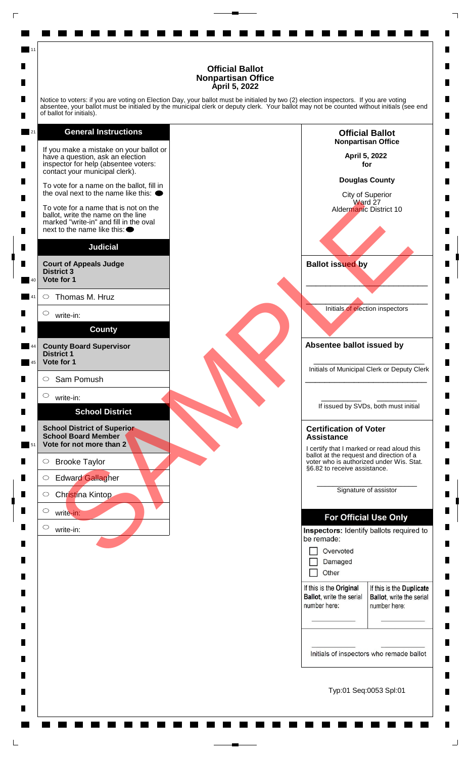# Official Ballot
## Nonpartisan Office
**April 5, 2022**

Notice to voters: if you are voting on Election Day, your ballot must be initialed by two (2) election inspectors. If you are voting absentee, your ballot must be initialed by the municipal clerk or deputy clerk. Your ballot may not be counted without initials (see end of ballot for initials).

### General Instructions

If you make a mistake on your ballot or have a question, ask an election inspector for help (absentee voters: contact your municipal clerk).

To vote for a name on the ballot, fill in the oval next to the name like this: ⬬

To vote for a name that is not on the ballot, write the name on the line marked "write-in" and fill in the oval next to the name like this: ⬬

### Judicial

**Court of Appeals Judge**
**District 3**
**Vote for 1**

- ⬭ Thomas M. Hruz
- ⬭ write-in:

### County

**County Board Supervisor**
**District 1**
**Vote for 1**

- ⬭ Sam Pomush
- ⬭ write-in:

### School District

**School District of Superior**
**School Board Member**
**Vote for not more than 2**

- ⬭ Brooke Taylor
- ⬭ Edward Gallagher
- ⬭ Christina Kintop
- ⬭ write-in:
- ⬭ write-in:

SAMPLE

---

**Official Ballot**
**Nonpartisan Office**

**April 5, 2022**
**for**

**Douglas County**

City of Superior
Ward 27
Aldermanic District 10

**Ballot issued by**

______________________________

Initials of election inspectors

**Absentee ballot issued by**

______________________________
Initials of Municipal Clerk or Deputy Clerk

______________________________

__________ __________
If issued by SVDs, both must initial

**Certification of Voter Assistance**

I certify that I marked or read aloud this ballot at the request and direction of a voter who is authorized under Wis. Stat. §6.82 to receive assistance.

______________________________
Signature of assistor

**For Official Use Only**

**Inspectors:** Identify ballots required to be remade:

- ☐ Overvoted
- ☐ Damaged
- ☐ Other

| If this is the **Original Ballot**, write the serial number here: | If this is the **Duplicate Ballot**, write the serial number here: |
|---|---|
| __________ | __________ |

__________ __________
Initials of inspectors who remade ballot

Typ:01 Seq:0053 Spl:01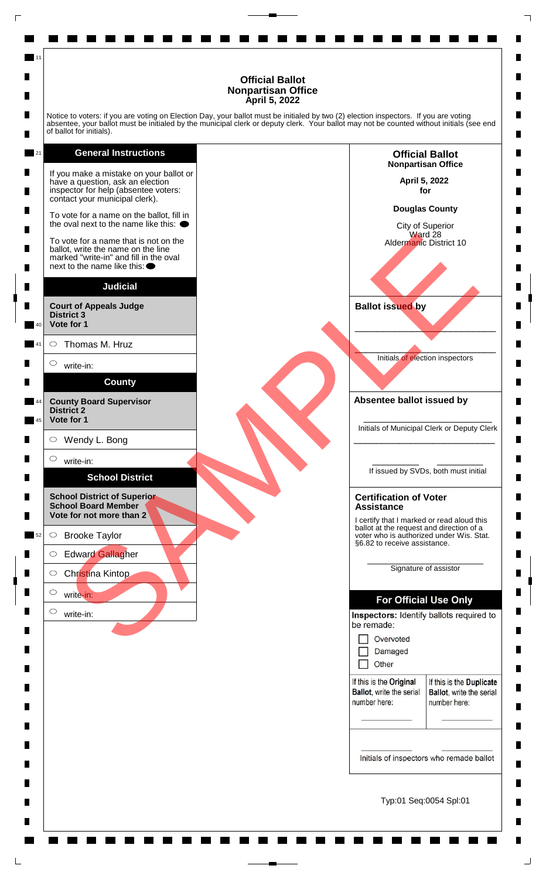# Official Ballot
## Nonpartisan Office
### April 5, 2022

Notice to voters: if you are voting on Election Day, your ballot must be initialed by two (2) election inspectors. If you are voting absentee, your ballot must be initialed by the municipal clerk or deputy clerk. Your ballot may not be counted without initials (see end of ballot for initials).

## General Instructions

If you make a mistake on your ballot or have a question, ask an election inspector for help (absentee voters: contact your municipal clerk).

To vote for a name on the ballot, fill in the oval next to the name like this: ⬬

To vote for a name that is not on the ballot, write the name on the line marked "write-in" and fill in the oval next to the name like this: ⬬

## Judicial

**Court of Appeals Judge**
**District 3**
**Vote for 1**

- ○ Thomas M. Hruz
- ○ write-in:

## County

**County Board Supervisor**
**District 2**
**Vote for 1**

- ○ Wendy L. Bong
- ○ write-in:

## School District

**School District of Superior**
**School Board Member**
**Vote for not more than 2**

- ○ Brooke Taylor
- ○ Edward Gallagher
- ○ Christina Kintop
- ○ write-in:
- ○ write-in:

---

**Official Ballot**
**Nonpartisan Office**

**April 5, 2022**
**for**

**Douglas County**

City of Superior
Ward 28
Aldermanic District 10

SAMPLE

**Ballot issued by**

______________________________

______________________________
Initials of election inspectors

**Absentee ballot issued by**

______________________________
Initials of Municipal Clerk or Deputy Clerk

______________________________

__________ __________
If issued by SVDs, both must initial

**Certification of Voter Assistance**

I certify that I marked or read aloud this ballot at the request and direction of a voter who is authorized under Wis. Stat. §6.82 to receive assistance.

______________________________
Signature of assistor

**For Official Use Only**

**Inspectors:** Identify ballots required to be remade:

- ☐ Overvoted
- ☐ Damaged
- ☐ Other

| If this is the **Original Ballot**, write the serial number here: | If this is the **Duplicate Ballot**, write the serial number here: |
|---|---|
| __________ | __________ |

__________ __________
Initials of inspectors who remade ballot

Typ:01 Seq:0054 Spl:01